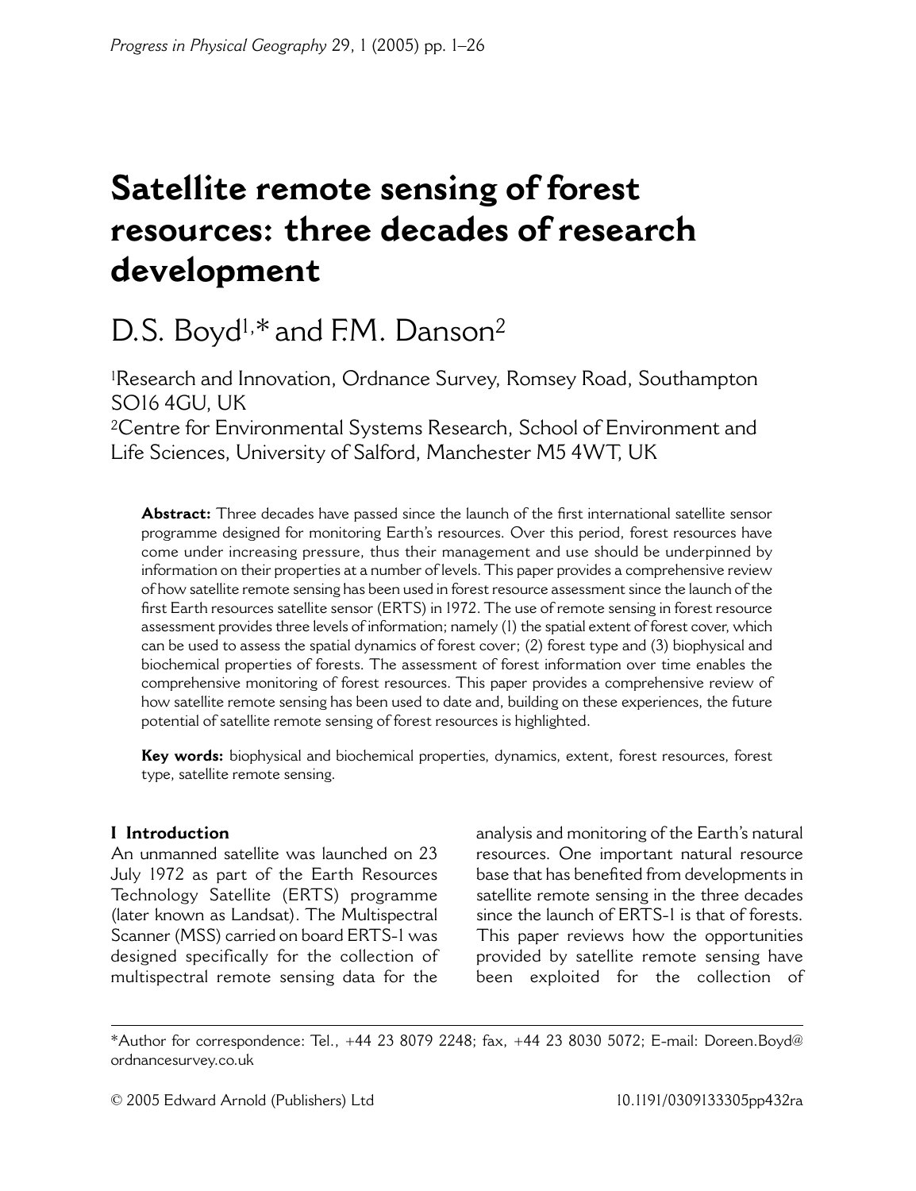# Satellite remote sensing of forest resources: three decades of research development

D.S. Boyd[1,*] and F.M. Danson[2]

[1]Research and Innovation, Ordnance Survey, Romsey Road, Southampton SO16 4GU, UK
[2]Centre for Environmental Systems Research, School of Environment and Life Sciences, University of Salford, Manchester M5 4WT, UK

**Abstract:** Three decades have passed since the launch of the first international satellite sensor programme designed for monitoring Earth's resources. Over this period, forest resources have come under increasing pressure, thus their management and use should be underpinned by information on their properties at a number of levels. This paper provides a comprehensive review of how satellite remote sensing has been used in forest resource assessment since the launch of the first Earth resources satellite sensor (ERTS) in 1972. The use of remote sensing in forest resource assessment provides three levels of information; namely (1) the spatial extent of forest cover, which can be used to assess the spatial dynamics of forest cover; (2) forest type and (3) biophysical and biochemical properties of forests. The assessment of forest information over time enables the comprehensive monitoring of forest resources. This paper provides a comprehensive review of how satellite remote sensing has been used to date and, building on these experiences, the future potential of satellite remote sensing of forest resources is highlighted.

**Key words:** biophysical and biochemical properties, dynamics, extent, forest resources, forest type, satellite remote sensing.

## I Introduction

An unmanned satellite was launched on 23 July 1972 as part of the Earth Resources Technology Satellite (ERTS) programme (later known as Landsat). The Multispectral Scanner (MSS) carried on board ERTS-1 was designed specifically for the collection of multispectral remote sensing data for the analysis and monitoring of the Earth's natural resources. One important natural resource base that has benefited from developments in satellite remote sensing in the three decades since the launch of ERTS-1 is that of forests. This paper reviews how the opportunities provided by satellite remote sensing have been exploited for the collection of

*Author for correspondence: Tel., +44 23 8079 2248; fax, +44 23 8030 5072; E-mail: Doreen.Boyd@ordnancesurvey.co.uk

© 2005 Edward Arnold (Publishers) Ltd 10.1191/0309133305pp432ra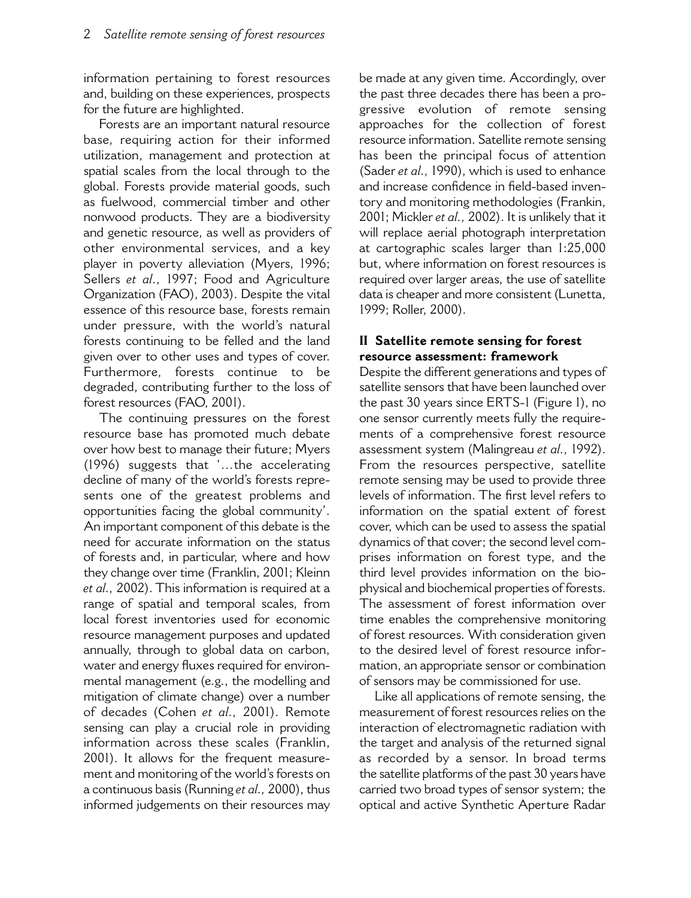information pertaining to forest resources and, building on these experiences, prospects for the future are highlighted.

Forests are an important natural resource base, requiring action for their informed utilization, management and protection at spatial scales from the local through to the global. Forests provide material goods, such as fuelwood, commercial timber and other nonwood products. They are a biodiversity and genetic resource, as well as providers of other environmental services, and a key player in poverty alleviation (Myers, 1996; Sellers *et al.*, 1997; Food and Agriculture Organization (FAO), 2003). Despite the vital essence of this resource base, forests remain under pressure, with the world's natural forests continuing to be felled and the land given over to other uses and types of cover. Furthermore, forests continue to be degraded, contributing further to the loss of forest resources (FAO, 2001).

The continuing pressures on the forest resource base has promoted much debate over how best to manage their future; Myers (1996) suggests that '...the accelerating decline of many of the world's forests represents one of the greatest problems and opportunities facing the global community'. An important component of this debate is the need for accurate information on the status of forests and, in particular, where and how they change over time (Franklin, 2001; Kleinn *et al.*, 2002). This information is required at a range of spatial and temporal scales, from local forest inventories used for economic resource management purposes and updated annually, through to global data on carbon, water and energy fluxes required for environmental management (e.g., the modelling and mitigation of climate change) over a number of decades (Cohen *et al.*, 2001). Remote sensing can play a crucial role in providing information across these scales (Franklin, 2001). It allows for the frequent measurement and monitoring of the world's forests on a continuous basis (Running *et al.*, 2000), thus informed judgements on their resources may be made at any given time. Accordingly, over the past three decades there has been a progressive evolution of remote sensing approaches for the collection of forest resource information. Satellite remote sensing has been the principal focus of attention (Sader *et al.*, 1990), which is used to enhance and increase confidence in field-based inventory and monitoring methodologies (Frankin, 2001; Mickler *et al.*, 2002). It is unlikely that it will replace aerial photograph interpretation at cartographic scales larger than 1:25,000 but, where information on forest resources is required over larger areas, the use of satellite data is cheaper and more consistent (Lunetta, 1999; Roller, 2000).

## II Satellite remote sensing for forest resource assessment: framework

Despite the different generations and types of satellite sensors that have been launched over the past 30 years since ERTS-1 (Figure 1), no one sensor currently meets fully the requirements of a comprehensive forest resource assessment system (Malingreau *et al.*, 1992). From the resources perspective, satellite remote sensing may be used to provide three levels of information. The first level refers to information on the spatial extent of forest cover, which can be used to assess the spatial dynamics of that cover; the second level comprises information on forest type, and the third level provides information on the biophysical and biochemical properties of forests. The assessment of forest information over time enables the comprehensive monitoring of forest resources. With consideration given to the desired level of forest resource information, an appropriate sensor or combination of sensors may be commissioned for use.

Like all applications of remote sensing, the measurement of forest resources relies on the interaction of electromagnetic radiation with the target and analysis of the returned signal as recorded by a sensor. In broad terms the satellite platforms of the past 30 years have carried two broad types of sensor system; the optical and active Synthetic Aperture Radar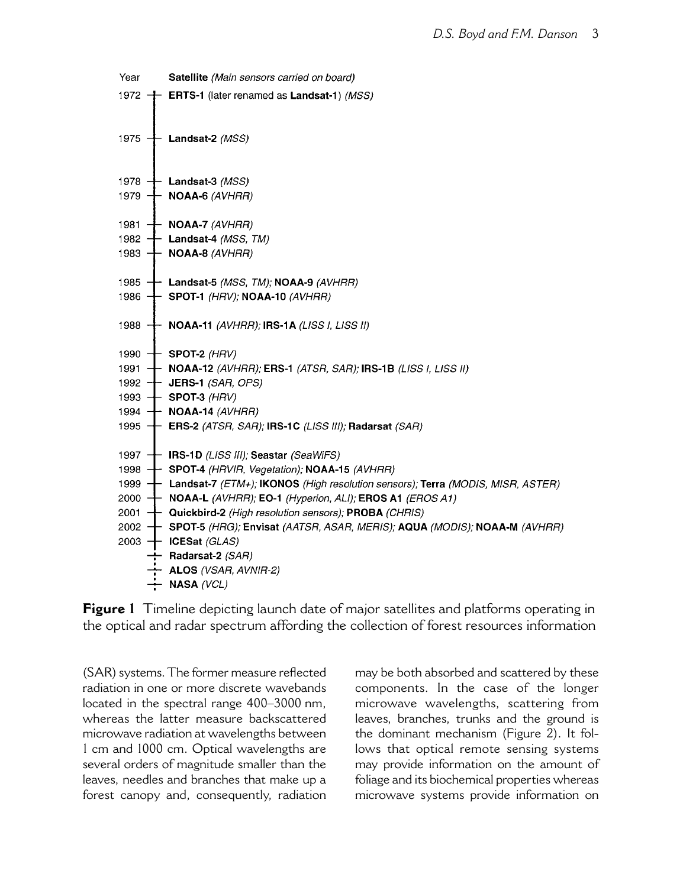| Year | Satellite *(Main sensors carried on board)* |
| --- | --- |
| 1972 | **ERTS-1** (later renamed as **Landsat-1**) *(MSS)* |
| 1975 | **Landsat-2** *(MSS)* |
| 1978 | **Landsat-3** *(MSS)* |
| 1979 | **NOAA-6** *(AVHRR)* |
| 1981 | **NOAA-7** *(AVHRR)* |
| 1982 | **Landsat-4** *(MSS, TM)* |
| 1983 | **NOAA-8** *(AVHRR)* |
| 1985 | **Landsat-5** *(MSS, TM)*; **NOAA-9** *(AVHRR)* |
| 1986 | **SPOT-1** *(HRV)*; **NOAA-10** *(AVHRR)* |
| 1988 | **NOAA-11** *(AVHRR)*; **IRS-1A** *(LISS I, LISS II)* |
| 1990 | **SPOT-2** *(HRV)* |
| 1991 | **NOAA-12** *(AVHRR)*; **ERS-1** *(ATSR, SAR)*; **IRS-1B** *(LISS I, LISS II)* |
| 1992 | **JERS-1** *(SAR, OPS)* |
| 1993 | **SPOT-3** *(HRV)* |
| 1994 | **NOAA-14** *(AVHRR)* |
| 1995 | **ERS-2** *(ATSR, SAR)*; **IRS-1C** *(LISS III)*; **Radarsat** *(SAR)* |
| 1997 | **IRS-1D** *(LISS III)*; **Seastar** *(SeaWiFS)* |
| 1998 | **SPOT-4** *(HRVIR, Vegetation)*; **NOAA-15** *(AVHRR)* |
| 1999 | **Landsat-7** *(ETM+)*; **IKONOS** *(High resolution sensors)*; **Terra** *(MODIS, MISR, ASTER)* |
| 2000 | **NOAA-L** *(AVHRR)*; **EO-1** *(Hyperion, ALI)*; **EROS A1** *(EROS A1)* |
| 2001 | **Quickbird-2** *(High resolution sensors)*; **PROBA** *(CHRIS)* |
| 2002 | **SPOT-5** *(HRG)*; **Envisat** *(AATSR, ASAR, MERIS)*; **AQUA** *(MODIS)*; **NOAA-M** *(AVHRR)* |
| 2003 | **ICESat** *(GLAS)* |
| | **Radarsat-2** *(SAR)* |
| | **ALOS** *(VSAR, AVNIR-2)* |
| | **NASA** *(VCL)* |

**Figure 1** Timeline depicting launch date of major satellites and platforms operating in the optical and radar spectrum affording the collection of forest resources information

(SAR) systems. The former measure reflected radiation in one or more discrete wavebands located in the spectral range 400–3000 nm, whereas the latter measure backscattered microwave radiation at wavelengths between 1 cm and 1000 cm. Optical wavelengths are several orders of magnitude smaller than the leaves, needles and branches that make up a forest canopy and, consequently, radiation may be both absorbed and scattered by these components. In the case of the longer microwave wavelengths, scattering from leaves, branches, trunks and the ground is the dominant mechanism (Figure 2). It follows that optical remote sensing systems may provide information on the amount of foliage and its biochemical properties whereas microwave systems provide information on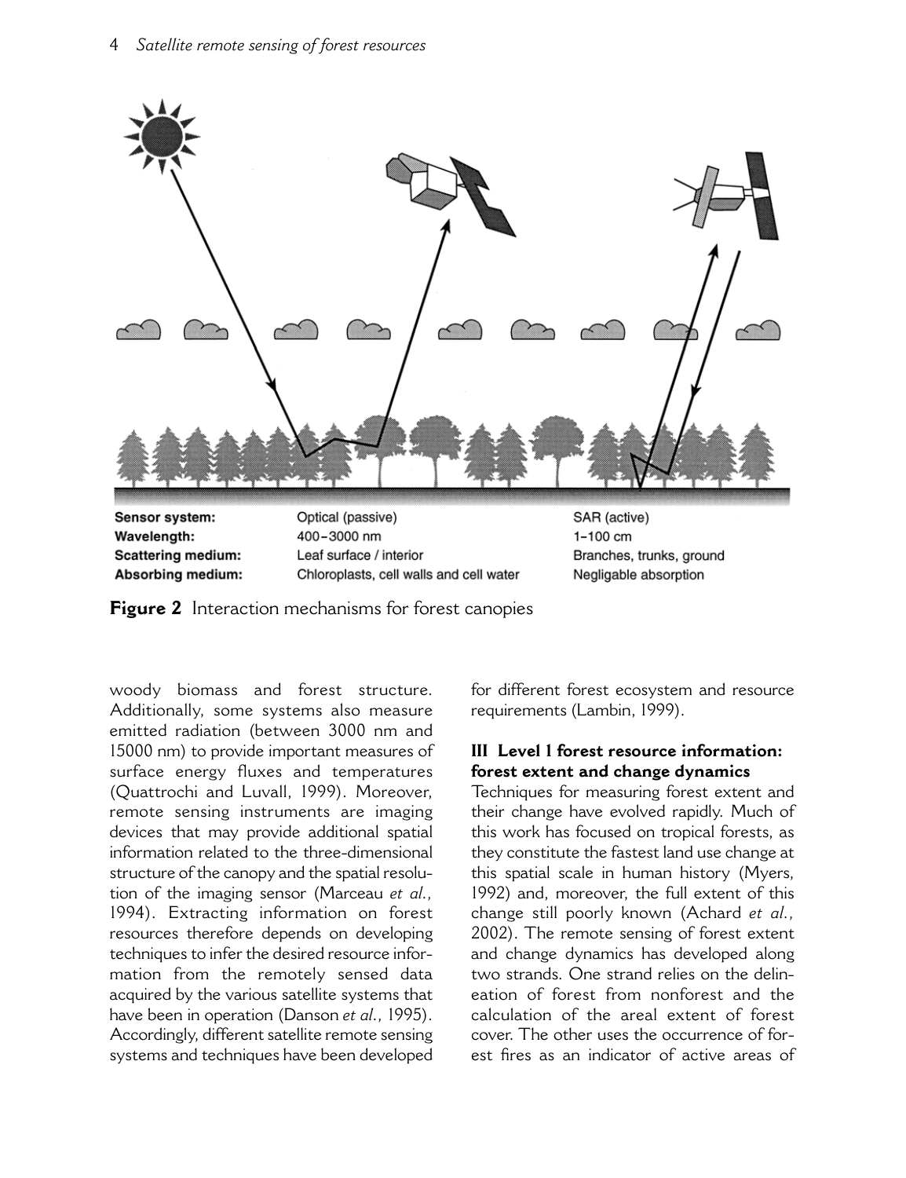| Sensor system: | Optical (passive) | SAR (active) |
| --- | --- | --- |
| Wavelength: | 400–3000 nm | 1–100 cm |
| Scattering medium: | Leaf surface / interior | Branches, trunks, ground |
| Absorbing medium: | Chloroplasts, cell walls and cell water | Negligable absorption |

**Figure 2** Interaction mechanisms for forest canopies

woody biomass and forest structure. Additionally, some systems also measure emitted radiation (between 3000 nm and 15000 nm) to provide important measures of surface energy fluxes and temperatures (Quattrochi and Luvall, 1999). Moreover, remote sensing instruments are imaging devices that may provide additional spatial information related to the three-dimensional structure of the canopy and the spatial resolution of the imaging sensor (Marceau *et al.*, 1994). Extracting information on forest resources therefore depends on developing techniques to infer the desired resource information from the remotely sensed data acquired by the various satellite systems that have been in operation (Danson *et al.*, 1995). Accordingly, different satellite remote sensing systems and techniques have been developed for different forest ecosystem and resource requirements (Lambin, 1999).

## III Level 1 forest resource information: forest extent and change dynamics

Techniques for measuring forest extent and their change have evolved rapidly. Much of this work has focused on tropical forests, as they constitute the fastest land use change at this spatial scale in human history (Myers, 1992) and, moreover, the full extent of this change still poorly known (Achard *et al.*, 2002). The remote sensing of forest extent and change dynamics has developed along two strands. One strand relies on the delineation of forest from nonforest and the calculation of the areal extent of forest cover. The other uses the occurrence of forest fires as an indicator of active areas of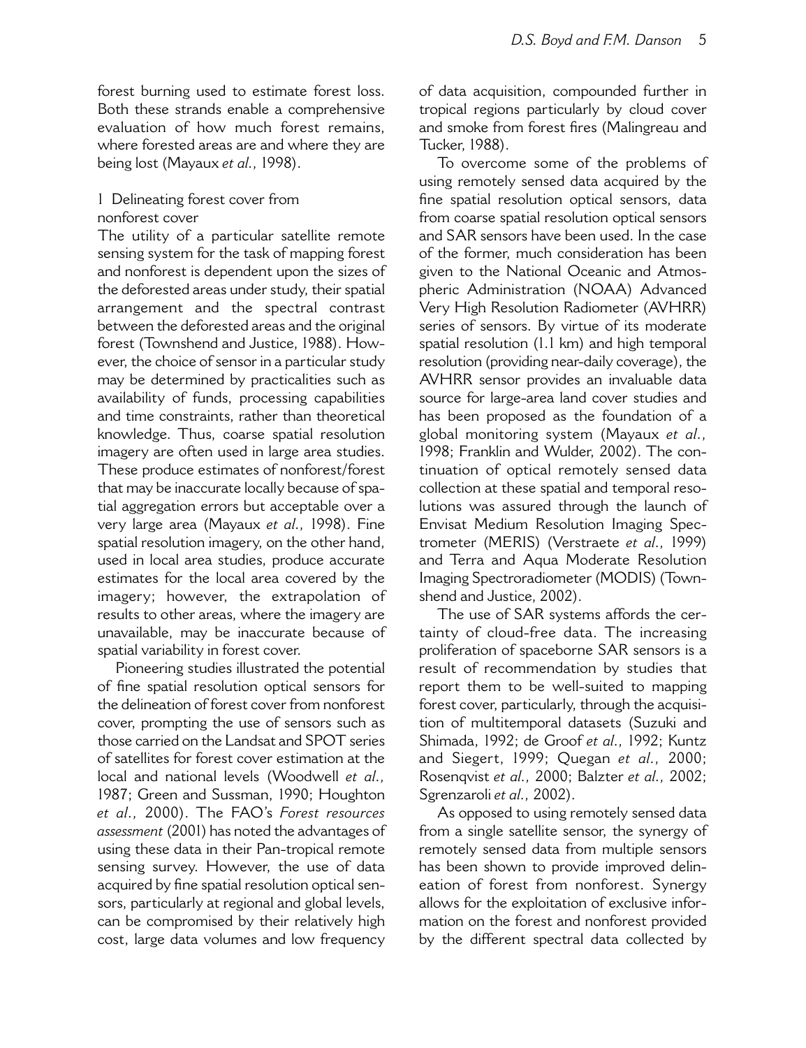forest burning used to estimate forest loss. Both these strands enable a comprehensive evaluation of how much forest remains, where forested areas are and where they are being lost (Mayaux *et al.*, 1998).

### 1 Delineating forest cover from nonforest cover

The utility of a particular satellite remote sensing system for the task of mapping forest and nonforest is dependent upon the sizes of the deforested areas under study, their spatial arrangement and the spectral contrast between the deforested areas and the original forest (Townshend and Justice, 1988). However, the choice of sensor in a particular study may be determined by practicalities such as availability of funds, processing capabilities and time constraints, rather than theoretical knowledge. Thus, coarse spatial resolution imagery are often used in large area studies. These produce estimates of nonforest/forest that may be inaccurate locally because of spatial aggregation errors but acceptable over a very large area (Mayaux *et al.*, 1998). Fine spatial resolution imagery, on the other hand, used in local area studies, produce accurate estimates for the local area covered by the imagery; however, the extrapolation of results to other areas, where the imagery are unavailable, may be inaccurate because of spatial variability in forest cover.

Pioneering studies illustrated the potential of fine spatial resolution optical sensors for the delineation of forest cover from nonforest cover, prompting the use of sensors such as those carried on the Landsat and SPOT series of satellites for forest cover estimation at the local and national levels (Woodwell *et al.*, 1987; Green and Sussman, 1990; Houghton *et al.*, 2000). The FAO's *Forest resources assessment* (2001) has noted the advantages of using these data in their Pan-tropical remote sensing survey. However, the use of data acquired by fine spatial resolution optical sensors, particularly at regional and global levels, can be compromised by their relatively high cost, large data volumes and low frequency of data acquisition, compounded further in tropical regions particularly by cloud cover and smoke from forest fires (Malingreau and Tucker, 1988).

To overcome some of the problems of using remotely sensed data acquired by the fine spatial resolution optical sensors, data from coarse spatial resolution optical sensors and SAR sensors have been used. In the case of the former, much consideration has been given to the National Oceanic and Atmospheric Administration (NOAA) Advanced Very High Resolution Radiometer (AVHRR) series of sensors. By virtue of its moderate spatial resolution (1.1 km) and high temporal resolution (providing near-daily coverage), the AVHRR sensor provides an invaluable data source for large-area land cover studies and has been proposed as the foundation of a global monitoring system (Mayaux *et al.*, 1998; Franklin and Wulder, 2002). The continuation of optical remotely sensed data collection at these spatial and temporal resolutions was assured through the launch of Envisat Medium Resolution Imaging Spectrometer (MERIS) (Verstraete *et al.*, 1999) and Terra and Aqua Moderate Resolution Imaging Spectroradiometer (MODIS) (Townshend and Justice, 2002).

The use of SAR systems affords the certainty of cloud-free data. The increasing proliferation of spaceborne SAR sensors is a result of recommendation by studies that report them to be well-suited to mapping forest cover, particularly, through the acquisition of multitemporal datasets (Suzuki and Shimada, 1992; de Groof *et al.*, 1992; Kuntz and Siegert, 1999; Quegan *et al.*, 2000; Rosenqvist *et al.*, 2000; Balzter *et al.*, 2002; Sgrenzaroli *et al.*, 2002).

As opposed to using remotely sensed data from a single satellite sensor, the synergy of remotely sensed data from multiple sensors has been shown to provide improved delineation of forest from nonforest. Synergy allows for the exploitation of exclusive information on the forest and nonforest provided by the different spectral data collected by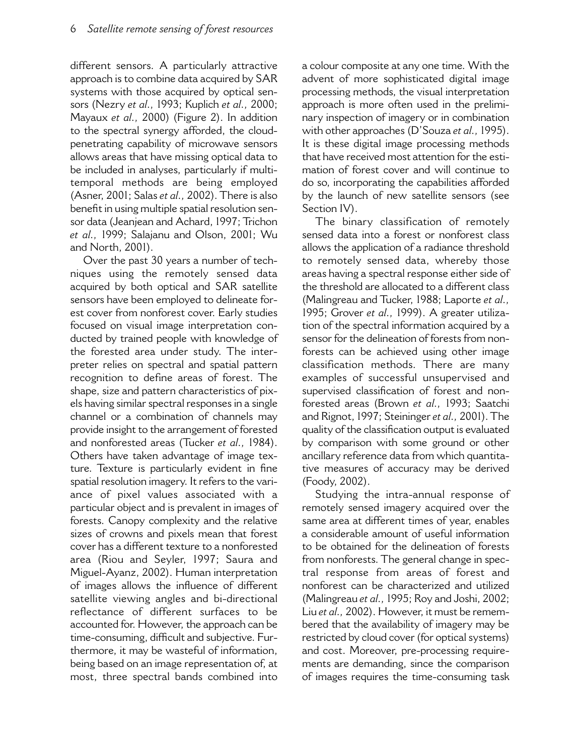different sensors. A particularly attractive approach is to combine data acquired by SAR systems with those acquired by optical sensors (Nezry *et al.*, 1993; Kuplich *et al.*, 2000; Mayaux *et al.*, 2000) (Figure 2). In addition to the spectral synergy afforded, the cloud-penetrating capability of microwave sensors allows areas that have missing optical data to be included in analyses, particularly if multitemporal methods are being employed (Asner, 2001; Salas *et al.*, 2002). There is also benefit in using multiple spatial resolution sensor data (Jeanjean and Achard, 1997; Trichon *et al.*, 1999; Salajanu and Olson, 2001; Wu and North, 2001).

Over the past 30 years a number of techniques using the remotely sensed data acquired by both optical and SAR satellite sensors have been employed to delineate forest cover from nonforest cover. Early studies focused on visual image interpretation conducted by trained people with knowledge of the forested area under study. The interpreter relies on spectral and spatial pattern recognition to define areas of forest. The shape, size and pattern characteristics of pixels having similar spectral responses in a single channel or a combination of channels may provide insight to the arrangement of forested and nonforested areas (Tucker *et al.*, 1984). Others have taken advantage of image texture. Texture is particularly evident in fine spatial resolution imagery. It refers to the variance of pixel values associated with a particular object and is prevalent in images of forests. Canopy complexity and the relative sizes of crowns and pixels mean that forest cover has a different texture to a nonforested area (Riou and Seyler, 1997; Saura and Miguel-Ayanz, 2002). Human interpretation of images allows the influence of different satellite viewing angles and bi-directional reflectance of different surfaces to be accounted for. However, the approach can be time-consuming, difficult and subjective. Furthermore, it may be wasteful of information, being based on an image representation of, at most, three spectral bands combined into a colour composite at any one time. With the advent of more sophisticated digital image processing methods, the visual interpretation approach is more often used in the preliminary inspection of imagery or in combination with other approaches (D'Souza *et al.*, 1995). It is these digital image processing methods that have received most attention for the estimation of forest cover and will continue to do so, incorporating the capabilities afforded by the launch of new satellite sensors (see Section IV).

The binary classification of remotely sensed data into a forest or nonforest class allows the application of a radiance threshold to remotely sensed data, whereby those areas having a spectral response either side of the threshold are allocated to a different class (Malingreau and Tucker, 1988; Laporte *et al.*, 1995; Grover *et al.*, 1999). A greater utilization of the spectral information acquired by a sensor for the delineation of forests from nonforests can be achieved using other image classification methods. There are many examples of successful unsupervised and supervised classification of forest and nonforested areas (Brown *et al.*, 1993; Saatchi and Rignot, 1997; Steininger *et al.*, 2001). The quality of the classification output is evaluated by comparison with some ground or other ancillary reference data from which quantitative measures of accuracy may be derived (Foody, 2002).

Studying the intra-annual response of remotely sensed imagery acquired over the same area at different times of year, enables a considerable amount of useful information to be obtained for the delineation of forests from nonforests. The general change in spectral response from areas of forest and nonforest can be characterized and utilized (Malingreau *et al.*, 1995; Roy and Joshi, 2002; Liu *et al.*, 2002). However, it must be remembered that the availability of imagery may be restricted by cloud cover (for optical systems) and cost. Moreover, pre-processing requirements are demanding, since the comparison of images requires the time-consuming task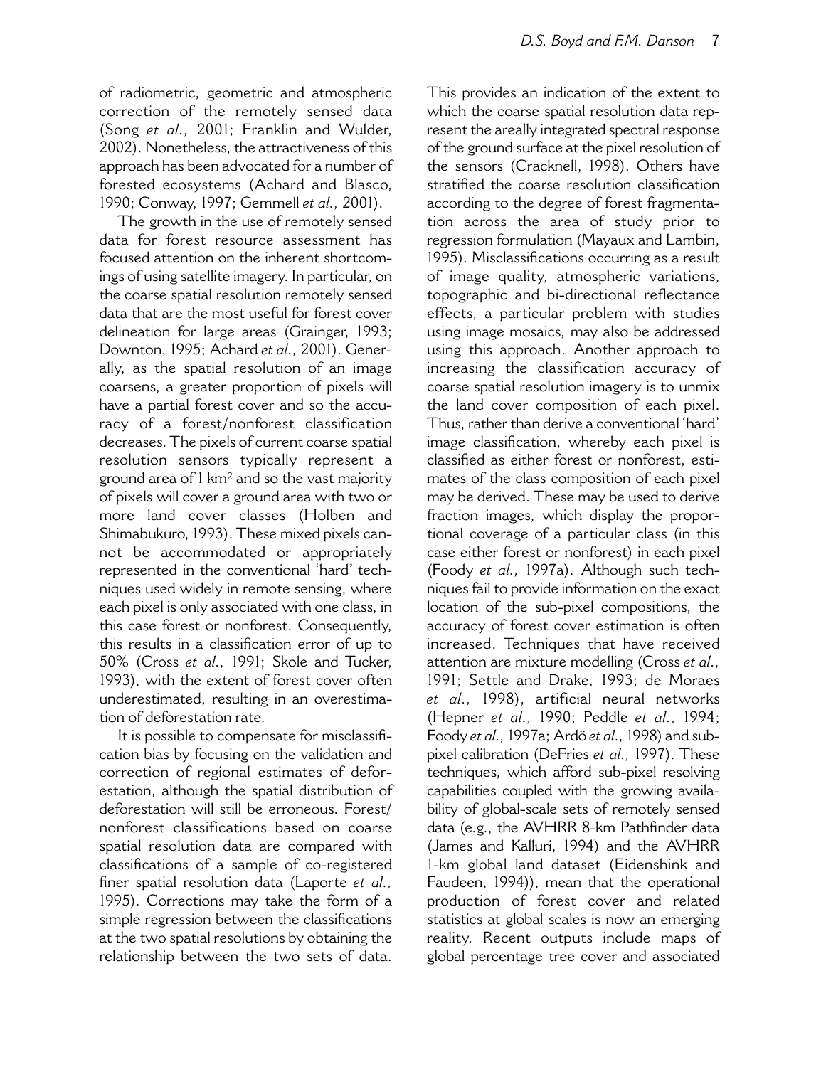of radiometric, geometric and atmospheric correction of the remotely sensed data (Song *et al.*, 2001; Franklin and Wulder, 2002). Nonetheless, the attractiveness of this approach has been advocated for a number of forested ecosystems (Achard and Blasco, 1990; Conway, 1997; Gemmell *et al.*, 2001).

The growth in the use of remotely sensed data for forest resource assessment has focused attention on the inherent shortcomings of using satellite imagery. In particular, on the coarse spatial resolution remotely sensed data that are the most useful for forest cover delineation for large areas (Grainger, 1993; Downton, 1995; Achard *et al.*, 2001). Generally, as the spatial resolution of an image coarsens, a greater proportion of pixels will have a partial forest cover and so the accuracy of a forest/nonforest classification decreases. The pixels of current coarse spatial resolution sensors typically represent a ground area of 1 km$^2$ and so the vast majority of pixels will cover a ground area with two or more land cover classes (Holben and Shimabukuro, 1993). These mixed pixels cannot be accommodated or appropriately represented in the conventional 'hard' techniques used widely in remote sensing, where each pixel is only associated with one class, in this case forest or nonforest. Consequently, this results in a classification error of up to 50% (Cross *et al.*, 1991; Skole and Tucker, 1993), with the extent of forest cover often underestimated, resulting in an overestimation of deforestation rate.

It is possible to compensate for misclassification bias by focusing on the validation and correction of regional estimates of deforestation, although the spatial distribution of deforestation will still be erroneous. Forest/nonforest classifications based on coarse spatial resolution data are compared with classifications of a sample of co-registered finer spatial resolution data (Laporte *et al.*, 1995). Corrections may take the form of a simple regression between the classifications at the two spatial resolutions by obtaining the relationship between the two sets of data. This provides an indication of the extent to which the coarse spatial resolution data represent the areally integrated spectral response of the ground surface at the pixel resolution of the sensors (Cracknell, 1998). Others have stratified the coarse resolution classification according to the degree of forest fragmentation across the area of study prior to regression formulation (Mayaux and Lambin, 1995). Misclassifications occurring as a result of image quality, atmospheric variations, topographic and bi-directional reflectance effects, a particular problem with studies using image mosaics, may also be addressed using this approach. Another approach to increasing the classification accuracy of coarse spatial resolution imagery is to unmix the land cover composition of each pixel. Thus, rather than derive a conventional 'hard' image classification, whereby each pixel is classified as either forest or nonforest, estimates of the class composition of each pixel may be derived. These may be used to derive fraction images, which display the proportional coverage of a particular class (in this case either forest or nonforest) in each pixel (Foody *et al.*, 1997a). Although such techniques fail to provide information on the exact location of the sub-pixel compositions, the accuracy of forest cover estimation is often increased. Techniques that have received attention are mixture modelling (Cross *et al.*, 1991; Settle and Drake, 1993; de Moraes *et al.*, 1998), artificial neural networks (Hepner *et al.*, 1990; Peddle *et al.*, 1994; Foody *et al.*, 1997a; Ardö *et al.*, 1998) and sub-pixel calibration (DeFries *et al.*, 1997). These techniques, which afford sub-pixel resolving capabilities coupled with the growing availability of global-scale sets of remotely sensed data (e.g., the AVHRR 8-km Pathfinder data (James and Kalluri, 1994) and the AVHRR 1-km global land dataset (Eidenshink and Faudeen, 1994)), mean that the operational production of forest cover and related statistics at global scales is now an emerging reality. Recent outputs include maps of global percentage tree cover and associated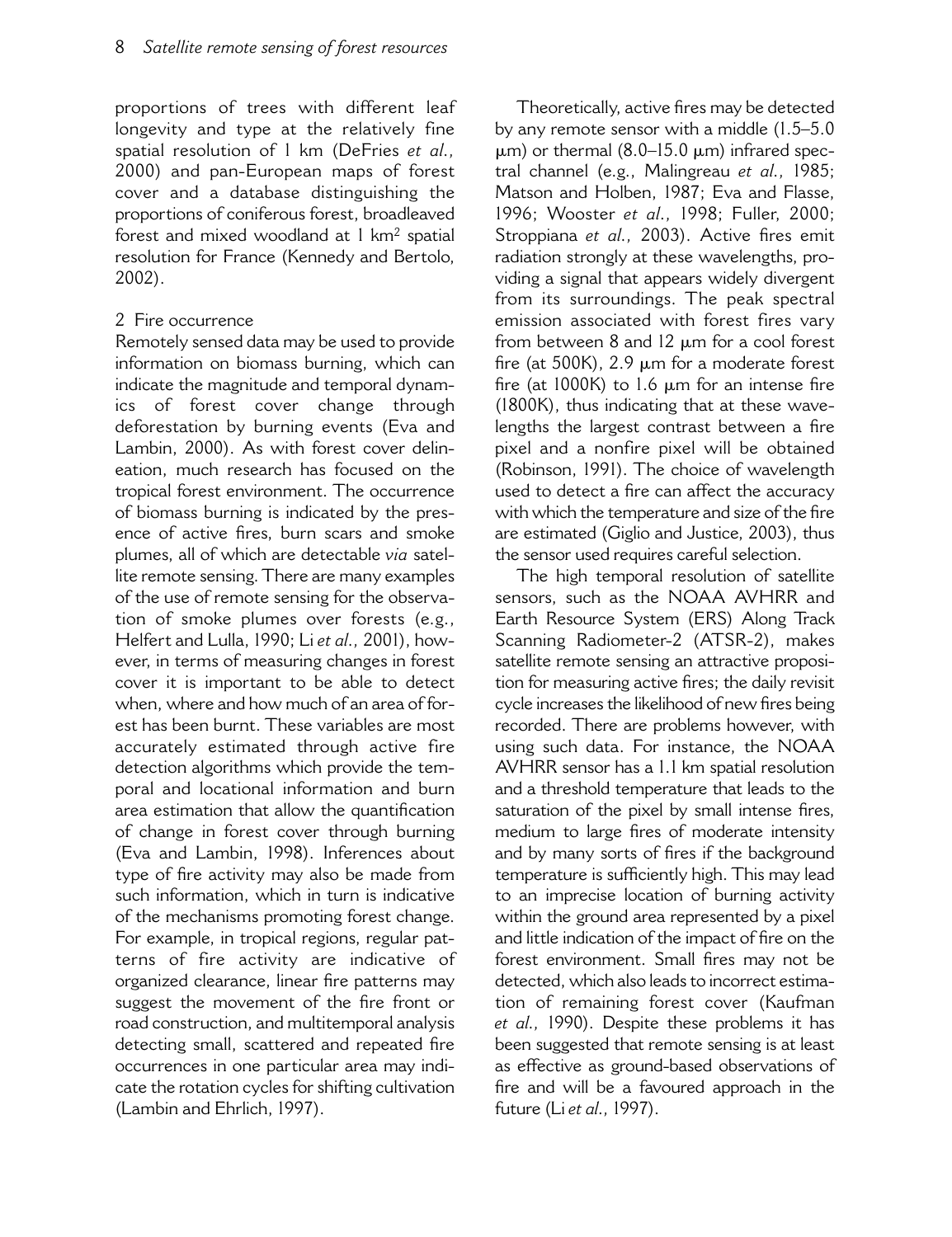proportions of trees with different leaf longevity and type at the relatively fine spatial resolution of 1 km (DeFries *et al.*, 2000) and pan-European maps of forest cover and a database distinguishing the proportions of coniferous forest, broadleaved forest and mixed woodland at 1 km$^2$ spatial resolution for France (Kennedy and Bertolo, 2002).

## 2 Fire occurrence

Remotely sensed data may be used to provide information on biomass burning, which can indicate the magnitude and temporal dynamics of forest cover change through deforestation by burning events (Eva and Lambin, 2000). As with forest cover delineation, much research has focused on the tropical forest environment. The occurrence of biomass burning is indicated by the presence of active fires, burn scars and smoke plumes, all of which are detectable *via* satellite remote sensing. There are many examples of the use of remote sensing for the observation of smoke plumes over forests (e.g., Helfert and Lulla, 1990; Li *et al.*, 2001), however, in terms of measuring changes in forest cover it is important to be able to detect when, where and how much of an area of forest has been burnt. These variables are most accurately estimated through active fire detection algorithms which provide the temporal and locational information and burn area estimation that allow the quantification of change in forest cover through burning (Eva and Lambin, 1998). Inferences about type of fire activity may also be made from such information, which in turn is indicative of the mechanisms promoting forest change. For example, in tropical regions, regular patterns of fire activity are indicative of organized clearance, linear fire patterns may suggest the movement of the fire front or road construction, and multitemporal analysis detecting small, scattered and repeated fire occurrences in one particular area may indicate the rotation cycles for shifting cultivation (Lambin and Ehrlich, 1997).

Theoretically, active fires may be detected by any remote sensor with a middle (1.5–5.0 μm) or thermal (8.0–15.0 μm) infrared spectral channel (e.g., Malingreau *et al.*, 1985; Matson and Holben, 1987; Eva and Flasse, 1996; Wooster *et al.*, 1998; Fuller, 2000; Stroppiana *et al.*, 2003). Active fires emit radiation strongly at these wavelengths, providing a signal that appears widely divergent from its surroundings. The peak spectral emission associated with forest fires vary from between 8 and 12 μm for a cool forest fire (at 500K), 2.9 μm for a moderate forest fire (at 1000K) to 1.6 μm for an intense fire (1800K), thus indicating that at these wavelengths the largest contrast between a fire pixel and a nonfire pixel will be obtained (Robinson, 1991). The choice of wavelength used to detect a fire can affect the accuracy with which the temperature and size of the fire are estimated (Giglio and Justice, 2003), thus the sensor used requires careful selection.

The high temporal resolution of satellite sensors, such as the NOAA AVHRR and Earth Resource System (ERS) Along Track Scanning Radiometer-2 (ATSR-2), makes satellite remote sensing an attractive proposition for measuring active fires; the daily revisit cycle increases the likelihood of new fires being recorded. There are problems however, with using such data. For instance, the NOAA AVHRR sensor has a 1.1 km spatial resolution and a threshold temperature that leads to the saturation of the pixel by small intense fires, medium to large fires of moderate intensity and by many sorts of fires if the background temperature is sufficiently high. This may lead to an imprecise location of burning activity within the ground area represented by a pixel and little indication of the impact of fire on the forest environment. Small fires may not be detected, which also leads to incorrect estimation of remaining forest cover (Kaufman *et al.*, 1990). Despite these problems it has been suggested that remote sensing is at least as effective as ground-based observations of fire and will be a favoured approach in the future (Li *et al.*, 1997).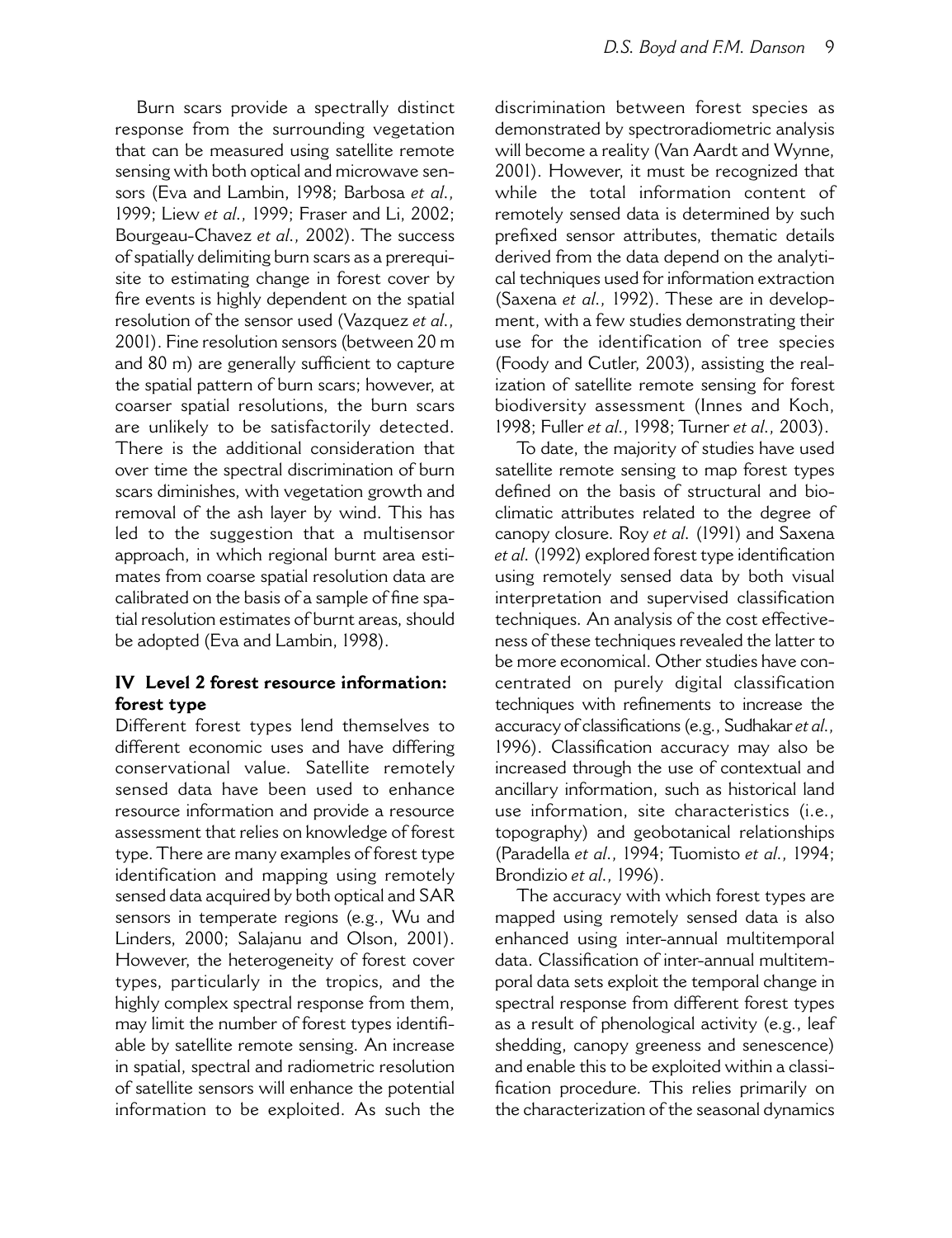Burn scars provide a spectrally distinct response from the surrounding vegetation that can be measured using satellite remote sensing with both optical and microwave sensors (Eva and Lambin, 1998; Barbosa *et al.*, 1999; Liew *et al.*, 1999; Fraser and Li, 2002; Bourgeau-Chavez *et al.*, 2002). The success of spatially delimiting burn scars as a prerequisite to estimating change in forest cover by fire events is highly dependent on the spatial resolution of the sensor used (Vazquez *et al.*, 2001). Fine resolution sensors (between 20 m and 80 m) are generally sufficient to capture the spatial pattern of burn scars; however, at coarser spatial resolutions, the burn scars are unlikely to be satisfactorily detected. There is the additional consideration that over time the spectral discrimination of burn scars diminishes, with vegetation growth and removal of the ash layer by wind. This has led to the suggestion that a multisensor approach, in which regional burnt area estimates from coarse spatial resolution data are calibrated on the basis of a sample of fine spatial resolution estimates of burnt areas, should be adopted (Eva and Lambin, 1998).

## IV Level 2 forest resource information: forest type

Different forest types lend themselves to different economic uses and have differing conservational value. Satellite remotely sensed data have been used to enhance resource information and provide a resource assessment that relies on knowledge of forest type. There are many examples of forest type identification and mapping using remotely sensed data acquired by both optical and SAR sensors in temperate regions (e.g., Wu and Linders, 2000; Salajanu and Olson, 2001). However, the heterogeneity of forest cover types, particularly in the tropics, and the highly complex spectral response from them, may limit the number of forest types identifiable by satellite remote sensing. An increase in spatial, spectral and radiometric resolution of satellite sensors will enhance the potential information to be exploited. As such the discrimination between forest species as demonstrated by spectroradiometric analysis will become a reality (Van Aardt and Wynne, 2001). However, it must be recognized that while the total information content of remotely sensed data is determined by such prefixed sensor attributes, thematic details derived from the data depend on the analytical techniques used for information extraction (Saxena *et al.*, 1992). These are in development, with a few studies demonstrating their use for the identification of tree species (Foody and Cutler, 2003), assisting the realization of satellite remote sensing for forest biodiversity assessment (Innes and Koch, 1998; Fuller *et al.*, 1998; Turner *et al.*, 2003).

To date, the majority of studies have used satellite remote sensing to map forest types defined on the basis of structural and bioclimatic attributes related to the degree of canopy closure. Roy *et al.* (1991) and Saxena *et al.* (1992) explored forest type identification using remotely sensed data by both visual interpretation and supervised classification techniques. An analysis of the cost effectiveness of these techniques revealed the latter to be more economical. Other studies have concentrated on purely digital classification techniques with refinements to increase the accuracy of classifications (e.g., Sudhakar *et al.*, 1996). Classification accuracy may also be increased through the use of contextual and ancillary information, such as historical land use information, site characteristics (i.e., topography) and geobotanical relationships (Paradella *et al.*, 1994; Tuomisto *et al.*, 1994; Brondizio *et al.*, 1996).

The accuracy with which forest types are mapped using remotely sensed data is also enhanced using inter-annual multitemporal data. Classification of inter-annual multitemporal data sets exploit the temporal change in spectral response from different forest types as a result of phenological activity (e.g., leaf shedding, canopy greeness and senescence) and enable this to be exploited within a classification procedure. This relies primarily on the characterization of the seasonal dynamics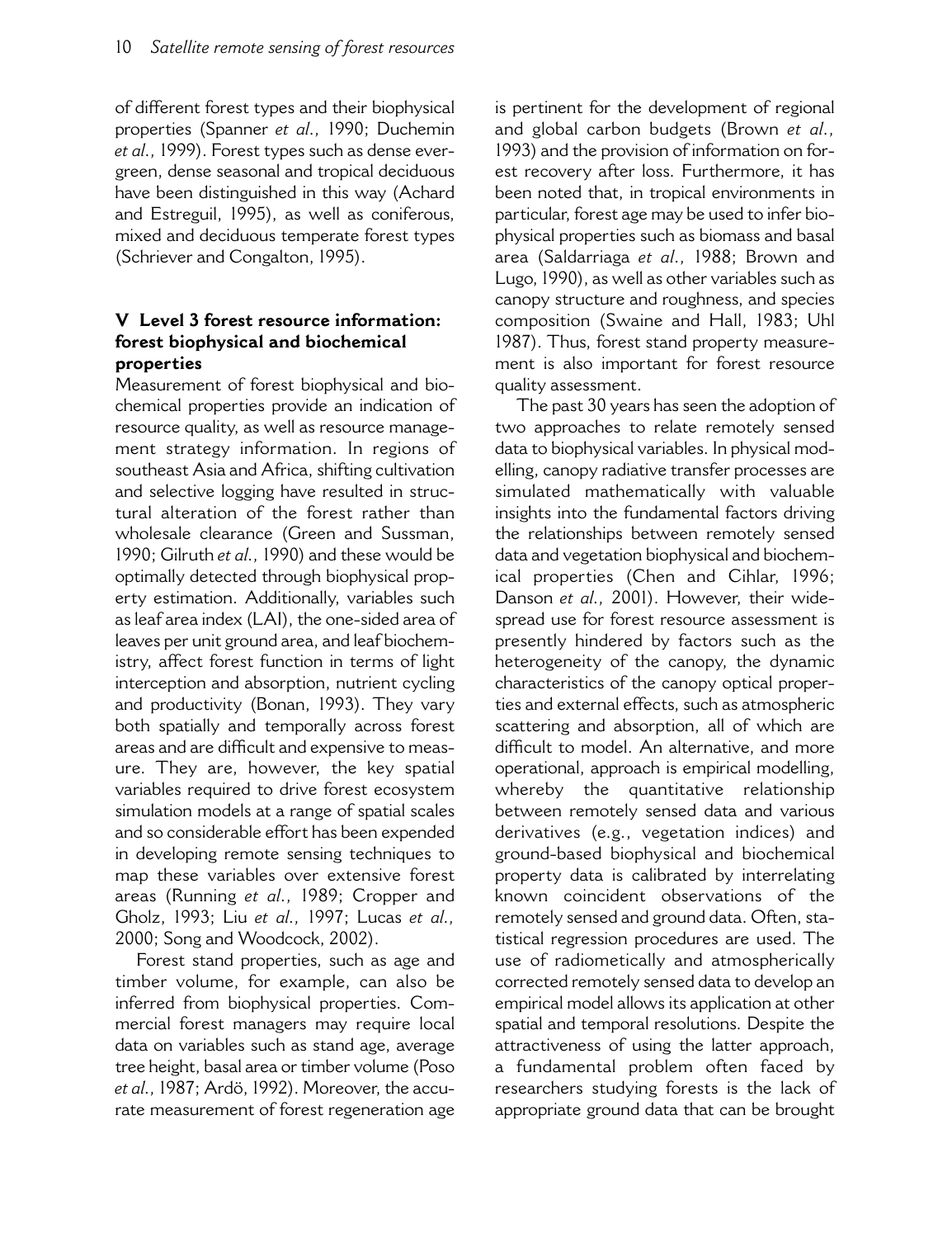of different forest types and their biophysical properties (Spanner *et al.*, 1990; Duchemin *et al.*, 1999). Forest types such as dense evergreen, dense seasonal and tropical deciduous have been distinguished in this way (Achard and Estreguil, 1995), as well as coniferous, mixed and deciduous temperate forest types (Schriever and Congalton, 1995).

## V Level 3 forest resource information: forest biophysical and biochemical properties

Measurement of forest biophysical and biochemical properties provide an indication of resource quality, as well as resource management strategy information. In regions of southeast Asia and Africa, shifting cultivation and selective logging have resulted in structural alteration of the forest rather than wholesale clearance (Green and Sussman, 1990; Gilruth *et al.*, 1990) and these would be optimally detected through biophysical property estimation. Additionally, variables such as leaf area index (LAI), the one-sided area of leaves per unit ground area, and leaf biochemistry, affect forest function in terms of light interception and absorption, nutrient cycling and productivity (Bonan, 1993). They vary both spatially and temporally across forest areas and are difficult and expensive to measure. They are, however, the key spatial variables required to drive forest ecosystem simulation models at a range of spatial scales and so considerable effort has been expended in developing remote sensing techniques to map these variables over extensive forest areas (Running *et al.*, 1989; Cropper and Gholz, 1993; Liu *et al.*, 1997; Lucas *et al.*, 2000; Song and Woodcock, 2002).

Forest stand properties, such as age and timber volume, for example, can also be inferred from biophysical properties. Commercial forest managers may require local data on variables such as stand age, average tree height, basal area or timber volume (Poso *et al.*, 1987; Ardö, 1992). Moreover, the accurate measurement of forest regeneration age is pertinent for the development of regional and global carbon budgets (Brown *et al.*, 1993) and the provision of information on forest recovery after loss. Furthermore, it has been noted that, in tropical environments in particular, forest age may be used to infer biophysical properties such as biomass and basal area (Saldarriaga *et al.*, 1988; Brown and Lugo, 1990), as well as other variables such as canopy structure and roughness, and species composition (Swaine and Hall, 1983; Uhl 1987). Thus, forest stand property measurement is also important for forest resource quality assessment.

The past 30 years has seen the adoption of two approaches to relate remotely sensed data to biophysical variables. In physical modelling, canopy radiative transfer processes are simulated mathematically with valuable insights into the fundamental factors driving the relationships between remotely sensed data and vegetation biophysical and biochemical properties (Chen and Cihlar, 1996; Danson *et al.*, 2001). However, their widespread use for forest resource assessment is presently hindered by factors such as the heterogeneity of the canopy, the dynamic characteristics of the canopy optical properties and external effects, such as atmospheric scattering and absorption, all of which are difficult to model. An alternative, and more operational, approach is empirical modelling, whereby the quantitative relationship between remotely sensed data and various derivatives (e.g., vegetation indices) and ground-based biophysical and biochemical property data is calibrated by interrelating known coincident observations of the remotely sensed and ground data. Often, statistical regression procedures are used. The use of radiometically and atmospherically corrected remotely sensed data to develop an empirical model allows its application at other spatial and temporal resolutions. Despite the attractiveness of using the latter approach, a fundamental problem often faced by researchers studying forests is the lack of appropriate ground data that can be brought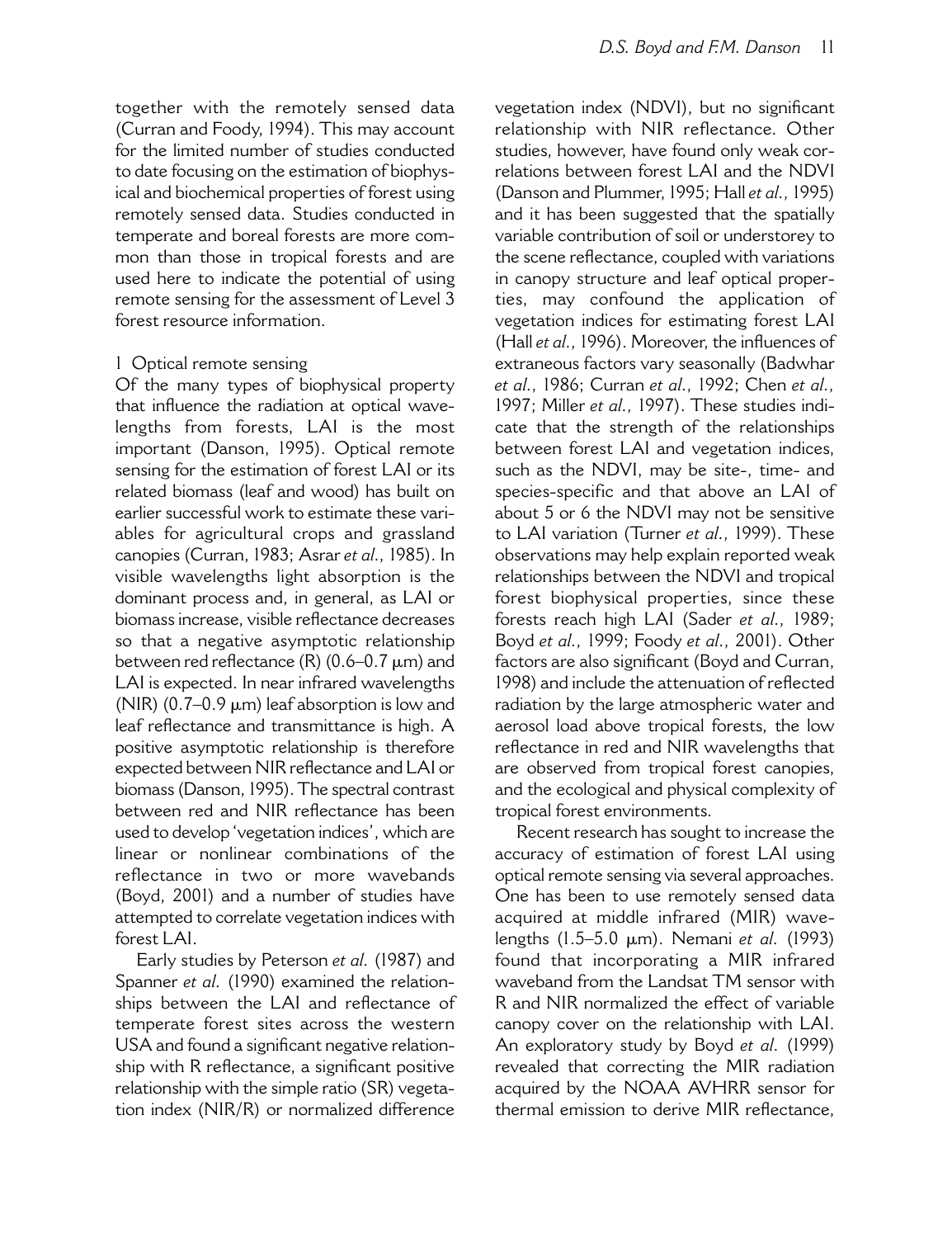together with the remotely sensed data (Curran and Foody, 1994). This may account for the limited number of studies conducted to date focusing on the estimation of biophysical and biochemical properties of forest using remotely sensed data. Studies conducted in temperate and boreal forests are more common than those in tropical forests and are used here to indicate the potential of using remote sensing for the assessment of Level 3 forest resource information.

### 1 Optical remote sensing

Of the many types of biophysical property that influence the radiation at optical wavelengths from forests, LAI is the most important (Danson, 1995). Optical remote sensing for the estimation of forest LAI or its related biomass (leaf and wood) has built on earlier successful work to estimate these variables for agricultural crops and grassland canopies (Curran, 1983; Asrar *et al.*, 1985). In visible wavelengths light absorption is the dominant process and, in general, as LAI or biomass increase, visible reflectance decreases so that a negative asymptotic relationship between red reflectance (R) (0.6–0.7 μm) and LAI is expected. In near infrared wavelengths (NIR) (0.7–0.9 μm) leaf absorption is low and leaf reflectance and transmittance is high. A positive asymptotic relationship is therefore expected between NIR reflectance and LAI or biomass (Danson, 1995). The spectral contrast between red and NIR reflectance has been used to develop 'vegetation indices', which are linear or nonlinear combinations of the reflectance in two or more wavebands (Boyd, 2001) and a number of studies have attempted to correlate vegetation indices with forest LAI.

Early studies by Peterson *et al.* (1987) and Spanner *et al.* (1990) examined the relationships between the LAI and reflectance of temperate forest sites across the western USA and found a significant negative relationship with R reflectance, a significant positive relationship with the simple ratio (SR) vegetation index (NIR/R) or normalized difference vegetation index (NDVI), but no significant relationship with NIR reflectance. Other studies, however, have found only weak correlations between forest LAI and the NDVI (Danson and Plummer, 1995; Hall *et al.*, 1995) and it has been suggested that the spatially variable contribution of soil or understorey to the scene reflectance, coupled with variations in canopy structure and leaf optical properties, may confound the application of vegetation indices for estimating forest LAI (Hall *et al.*, 1996). Moreover, the influences of extraneous factors vary seasonally (Badwhar *et al.*, 1986; Curran *et al.*, 1992; Chen *et al.*, 1997; Miller *et al.*, 1997). These studies indicate that the strength of the relationships between forest LAI and vegetation indices, such as the NDVI, may be site-, time- and species-specific and that above an LAI of about 5 or 6 the NDVI may not be sensitive to LAI variation (Turner *et al.*, 1999). These observations may help explain reported weak relationships between the NDVI and tropical forest biophysical properties, since these forests reach high LAI (Sader *et al.*, 1989; Boyd *et al.*, 1999; Foody *et al.*, 2001). Other factors are also significant (Boyd and Curran, 1998) and include the attenuation of reflected radiation by the large atmospheric water and aerosol load above tropical forests, the low reflectance in red and NIR wavelengths that are observed from tropical forest canopies, and the ecological and physical complexity of tropical forest environments.

Recent research has sought to increase the accuracy of estimation of forest LAI using optical remote sensing via several approaches. One has been to use remotely sensed data acquired at middle infrared (MIR) wavelengths (1.5–5.0 μm). Nemani *et al.* (1993) found that incorporating a MIR infrared waveband from the Landsat TM sensor with R and NIR normalized the effect of variable canopy cover on the relationship with LAI. An exploratory study by Boyd *et al.* (1999) revealed that correcting the MIR radiation acquired by the NOAA AVHRR sensor for thermal emission to derive MIR reflectance,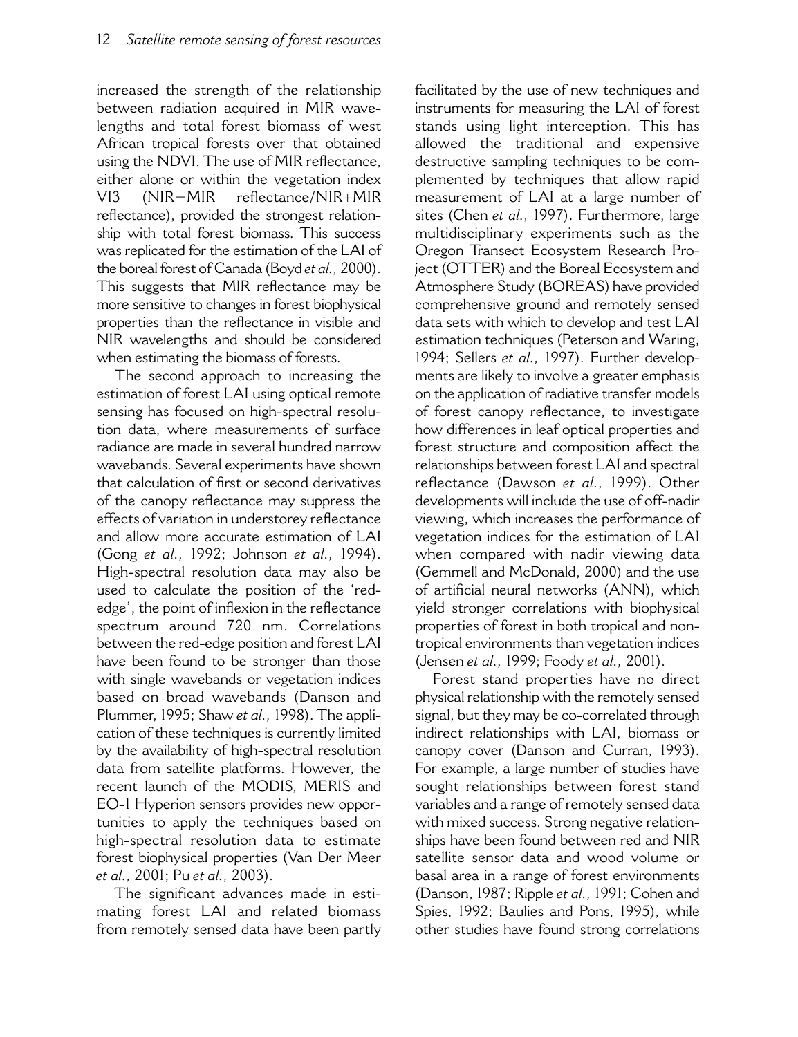increased the strength of the relationship between radiation acquired in MIR wavelengths and total forest biomass of west African tropical forests over that obtained using the NDVI. The use of MIR reflectance, either alone or within the vegetation index VI3 (NIR−MIR reflectance/NIR+MIR reflectance), provided the strongest relationship with total forest biomass. This success was replicated for the estimation of the LAI of the boreal forest of Canada (Boyd *et al.*, 2000). This suggests that MIR reflectance may be more sensitive to changes in forest biophysical properties than the reflectance in visible and NIR wavelengths and should be considered when estimating the biomass of forests.

The second approach to increasing the estimation of forest LAI using optical remote sensing has focused on high-spectral resolution data, where measurements of surface radiance are made in several hundred narrow wavebands. Several experiments have shown that calculation of first or second derivatives of the canopy reflectance may suppress the effects of variation in understorey reflectance and allow more accurate estimation of LAI (Gong *et al.*, 1992; Johnson *et al.*, 1994). High-spectral resolution data may also be used to calculate the position of the 'red-edge', the point of inflexion in the reflectance spectrum around 720 nm. Correlations between the red-edge position and forest LAI have been found to be stronger than those with single wavebands or vegetation indices based on broad wavebands (Danson and Plummer, 1995; Shaw *et al.*, 1998). The application of these techniques is currently limited by the availability of high-spectral resolution data from satellite platforms. However, the recent launch of the MODIS, MERIS and EO-1 Hyperion sensors provides new opportunities to apply the techniques based on high-spectral resolution data to estimate forest biophysical properties (Van Der Meer *et al.*, 2001; Pu *et al.*, 2003).

The significant advances made in estimating forest LAI and related biomass from remotely sensed data have been partly facilitated by the use of new techniques and instruments for measuring the LAI of forest stands using light interception. This has allowed the traditional and expensive destructive sampling techniques to be complemented by techniques that allow rapid measurement of LAI at a large number of sites (Chen *et al.*, 1997). Furthermore, large multidisciplinary experiments such as the Oregon Transect Ecosystem Research Project (OTTER) and the Boreal Ecosystem and Atmosphere Study (BOREAS) have provided comprehensive ground and remotely sensed data sets with which to develop and test LAI estimation techniques (Peterson and Waring, 1994; Sellers *et al.*, 1997). Further developments are likely to involve a greater emphasis on the application of radiative transfer models of forest canopy reflectance, to investigate how differences in leaf optical properties and forest structure and composition affect the relationships between forest LAI and spectral reflectance (Dawson *et al.*, 1999). Other developments will include the use of off-nadir viewing, which increases the performance of vegetation indices for the estimation of LAI when compared with nadir viewing data (Gemmell and McDonald, 2000) and the use of artificial neural networks (ANN), which yield stronger correlations with biophysical properties of forest in both tropical and non-tropical environments than vegetation indices (Jensen *et al.*, 1999; Foody *et al.*, 2001).

Forest stand properties have no direct physical relationship with the remotely sensed signal, but they may be co-correlated through indirect relationships with LAI, biomass or canopy cover (Danson and Curran, 1993). For example, a large number of studies have sought relationships between forest stand variables and a range of remotely sensed data with mixed success. Strong negative relationships have been found between red and NIR satellite sensor data and wood volume or basal area in a range of forest environments (Danson, 1987; Ripple *et al.*, 1991; Cohen and Spies, 1992; Baulies and Pons, 1995), while other studies have found strong correlations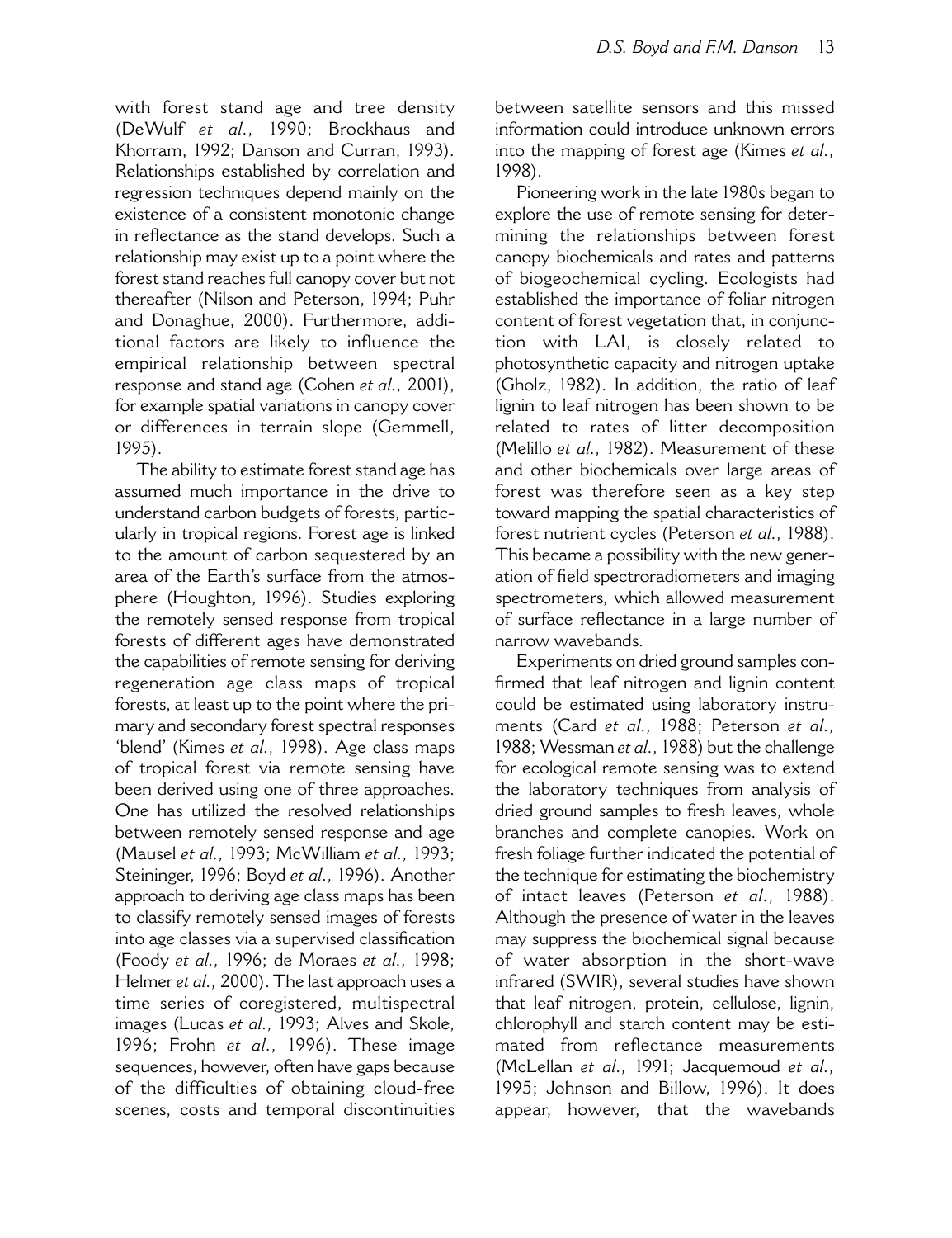with forest stand age and tree density (DeWulf *et al.*, 1990; Brockhaus and Khorram, 1992; Danson and Curran, 1993). Relationships established by correlation and regression techniques depend mainly on the existence of a consistent monotonic change in reflectance as the stand develops. Such a relationship may exist up to a point where the forest stand reaches full canopy cover but not thereafter (Nilson and Peterson, 1994; Puhr and Donaghue, 2000). Furthermore, additional factors are likely to influence the empirical relationship between spectral response and stand age (Cohen *et al.*, 2001), for example spatial variations in canopy cover or differences in terrain slope (Gemmell, 1995).

The ability to estimate forest stand age has assumed much importance in the drive to understand carbon budgets of forests, particularly in tropical regions. Forest age is linked to the amount of carbon sequestered by an area of the Earth's surface from the atmosphere (Houghton, 1996). Studies exploring the remotely sensed response from tropical forests of different ages have demonstrated the capabilities of remote sensing for deriving regeneration age class maps of tropical forests, at least up to the point where the primary and secondary forest spectral responses 'blend' (Kimes *et al.*, 1998). Age class maps of tropical forest via remote sensing have been derived using one of three approaches. One has utilized the resolved relationships between remotely sensed response and age (Mausel *et al.*, 1993; McWilliam *et al.*, 1993; Steininger, 1996; Boyd *et al.*, 1996). Another approach to deriving age class maps has been to classify remotely sensed images of forests into age classes via a supervised classification (Foody *et al.*, 1996; de Moraes *et al.*, 1998; Helmer *et al.*, 2000). The last approach uses a time series of coregistered, multispectral images (Lucas *et al.*, 1993; Alves and Skole, 1996; Frohn *et al.*, 1996). These image sequences, however, often have gaps because of the difficulties of obtaining cloud-free scenes, costs and temporal discontinuities between satellite sensors and this missed information could introduce unknown errors into the mapping of forest age (Kimes *et al.*, 1998).

Pioneering work in the late 1980s began to explore the use of remote sensing for determining the relationships between forest canopy biochemicals and rates and patterns of biogeochemical cycling. Ecologists had established the importance of foliar nitrogen content of forest vegetation that, in conjunction with LAI, is closely related to photosynthetic capacity and nitrogen uptake (Gholz, 1982). In addition, the ratio of leaf lignin to leaf nitrogen has been shown to be related to rates of litter decomposition (Melillo *et al.*, 1982). Measurement of these and other biochemicals over large areas of forest was therefore seen as a key step toward mapping the spatial characteristics of forest nutrient cycles (Peterson *et al.*, 1988). This became a possibility with the new generation of field spectroradiometers and imaging spectrometers, which allowed measurement of surface reflectance in a large number of narrow wavebands.

Experiments on dried ground samples confirmed that leaf nitrogen and lignin content could be estimated using laboratory instruments (Card *et al.*, 1988; Peterson *et al.*, 1988; Wessman *et al.*, 1988) but the challenge for ecological remote sensing was to extend the laboratory techniques from analysis of dried ground samples to fresh leaves, whole branches and complete canopies. Work on fresh foliage further indicated the potential of the technique for estimating the biochemistry of intact leaves (Peterson *et al.*, 1988). Although the presence of water in the leaves may suppress the biochemical signal because of water absorption in the short-wave infrared (SWIR), several studies have shown that leaf nitrogen, protein, cellulose, lignin, chlorophyll and starch content may be estimated from reflectance measurements (McLellan *et al.*, 1991; Jacquemoud *et al.*, 1995; Johnson and Billow, 1996). It does appear, however, that the wavebands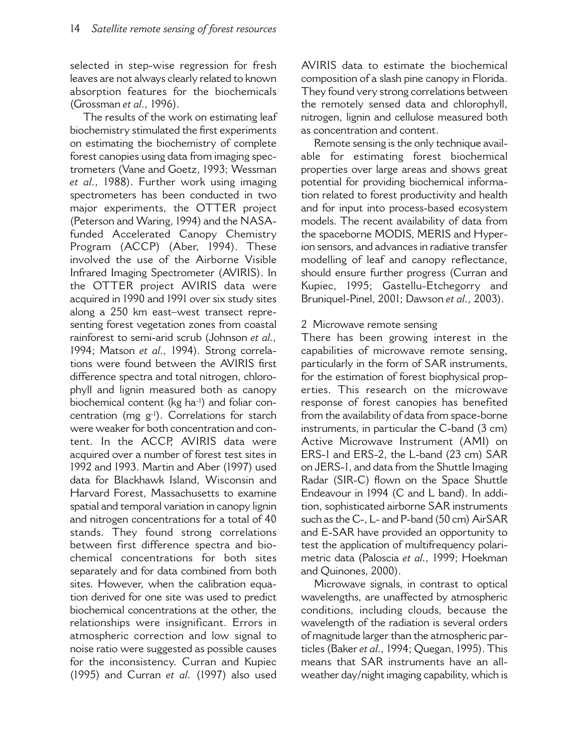selected in step-wise regression for fresh leaves are not always clearly related to known absorption features for the biochemicals (Grossman *et al.*, 1996).

The results of the work on estimating leaf biochemistry stimulated the first experiments on estimating the biochemistry of complete forest canopies using data from imaging spectrometers (Vane and Goetz, 1993; Wessman *et al.*, 1988). Further work using imaging spectrometers has been conducted in two major experiments, the OTTER project (Peterson and Waring, 1994) and the NASA-funded Accelerated Canopy Chemistry Program (ACCP) (Aber, 1994). These involved the use of the Airborne Visible Infrared Imaging Spectrometer (AVIRIS). In the OTTER project AVIRIS data were acquired in 1990 and 1991 over six study sites along a 250 km east–west transect representing forest vegetation zones from coastal rainforest to semi-arid scrub (Johnson *et al.*, 1994; Matson *et al.*, 1994). Strong correlations were found between the AVIRIS first difference spectra and total nitrogen, chlorophyll and lignin measured both as canopy biochemical content (kg $ha^{-1}$) and foliar concentration (mg $g^{-1}$). Correlations for starch were weaker for both concentration and content. In the ACCP, AVIRIS data were acquired over a number of forest test sites in 1992 and 1993. Martin and Aber (1997) used data for Blackhawk Island, Wisconsin and Harvard Forest, Massachusetts to examine spatial and temporal variation in canopy lignin and nitrogen concentrations for a total of 40 stands. They found strong correlations between first difference spectra and biochemical concentrations for both sites separately and for data combined from both sites. However, when the calibration equation derived for one site was used to predict biochemical concentrations at the other, the relationships were insignificant. Errors in atmospheric correction and low signal to noise ratio were suggested as possible causes for the inconsistency. Curran and Kupiec (1995) and Curran *et al.* (1997) also used AVIRIS data to estimate the biochemical composition of a slash pine canopy in Florida. They found very strong correlations between the remotely sensed data and chlorophyll, nitrogen, lignin and cellulose measured both as concentration and content.

Remote sensing is the only technique available for estimating forest biochemical properties over large areas and shows great potential for providing biochemical information related to forest productivity and health and for input into process-based ecosystem models. The recent availability of data from the spaceborne MODIS, MERIS and Hyperion sensors, and advances in radiative transfer modelling of leaf and canopy reflectance, should ensure further progress (Curran and Kupiec, 1995; Gastellu-Etchegorry and Bruniquel-Pinel, 2001; Dawson *et al.*, 2003).

## 2 Microwave remote sensing

There has been growing interest in the capabilities of microwave remote sensing, particularly in the form of SAR instruments, for the estimation of forest biophysical properties. This research on the microwave response of forest canopies has benefited from the availability of data from space-borne instruments, in particular the C-band (3 cm) Active Microwave Instrument (AMI) on ERS-1 and ERS-2, the L-band (23 cm) SAR on JERS-1, and data from the Shuttle Imaging Radar (SIR-C) flown on the Space Shuttle Endeavour in 1994 (C and L band). In addition, sophisticated airborne SAR instruments such as the C-, L- and P-band (50 cm) AirSAR and E-SAR have provided an opportunity to test the application of multifrequency polarimetric data (Paloscia *et al.*, 1999; Hoekman and Quinones, 2000).

Microwave signals, in contrast to optical wavelengths, are unaffected by atmospheric conditions, including clouds, because the wavelength of the radiation is several orders of magnitude larger than the atmospheric particles (Baker *et al.*, 1994; Quegan, 1995). This means that SAR instruments have an all-weather day/night imaging capability, which is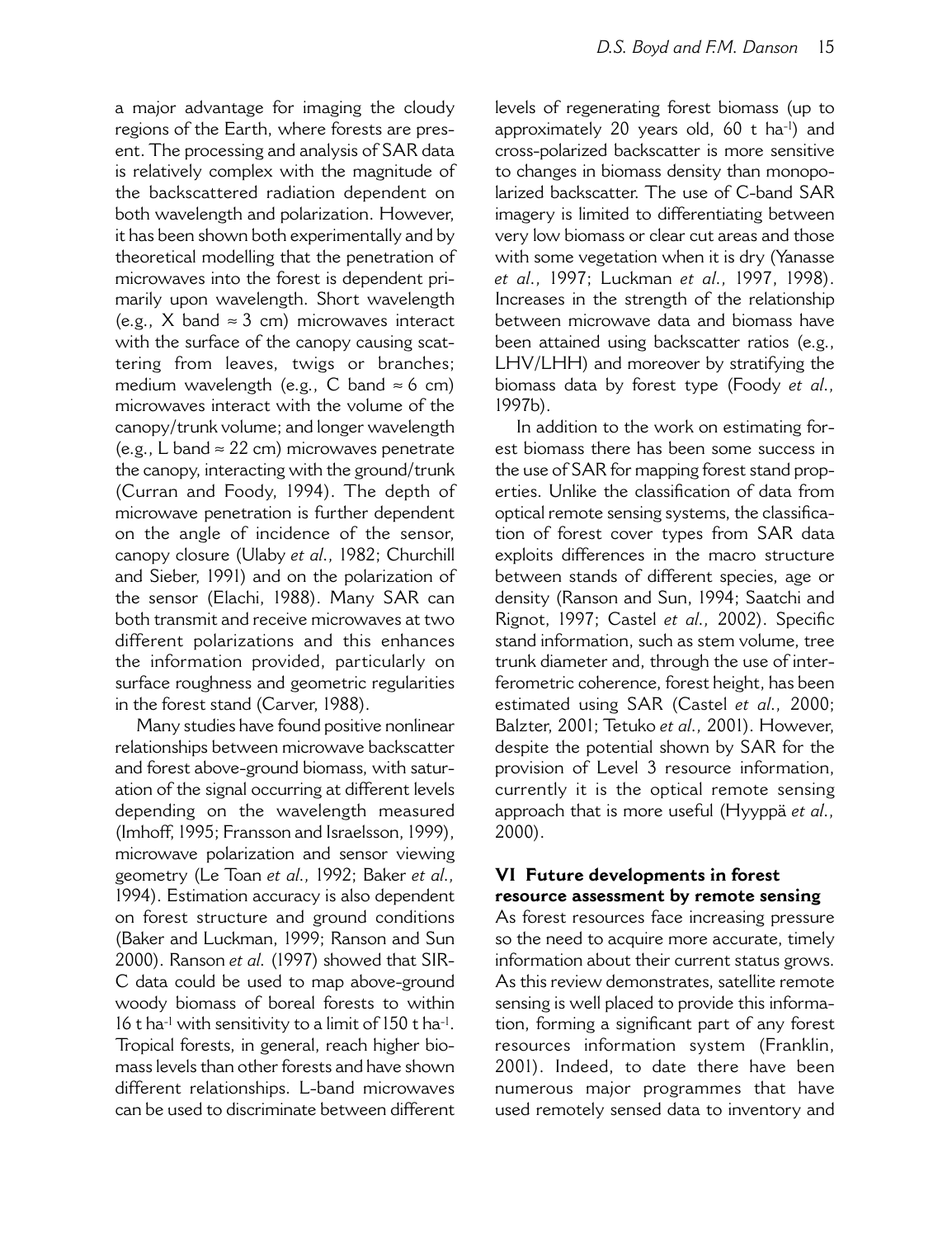a major advantage for imaging the cloudy regions of the Earth, where forests are present. The processing and analysis of SAR data is relatively complex with the magnitude of the backscattered radiation dependent on both wavelength and polarization. However, it has been shown both experimentally and by theoretical modelling that the penetration of microwaves into the forest is dependent primarily upon wavelength. Short wavelength (e.g., X band ≈ 3 cm) microwaves interact with the surface of the canopy causing scattering from leaves, twigs or branches; medium wavelength (e.g., C band ≈ 6 cm) microwaves interact with the volume of the canopy/trunk volume; and longer wavelength (e.g., L band ≈ 22 cm) microwaves penetrate the canopy, interacting with the ground/trunk (Curran and Foody, 1994). The depth of microwave penetration is further dependent on the angle of incidence of the sensor, canopy closure (Ulaby *et al.*, 1982; Churchill and Sieber, 1991) and on the polarization of the sensor (Elachi, 1988). Many SAR can both transmit and receive microwaves at two different polarizations and this enhances the information provided, particularly on surface roughness and geometric regularities in the forest stand (Carver, 1988).

Many studies have found positive nonlinear relationships between microwave backscatter and forest above-ground biomass, with saturation of the signal occurring at different levels depending on the wavelength measured (Imhoff, 1995; Fransson and Israelsson, 1999), microwave polarization and sensor viewing geometry (Le Toan *et al.*, 1992; Baker *et al.*, 1994). Estimation accuracy is also dependent on forest structure and ground conditions (Baker and Luckman, 1999; Ranson and Sun 2000). Ranson *et al.* (1997) showed that SIR-C data could be used to map above-ground woody biomass of boreal forests to within 16 t $ha^{-1}$ with sensitivity to a limit of 150 t $ha^{-1}$. Tropical forests, in general, reach higher biomass levels than other forests and have shown different relationships. L-band microwaves can be used to discriminate between different levels of regenerating forest biomass (up to approximately 20 years old, 60 t $ha^{-1}$) and cross-polarized backscatter is more sensitive to changes in biomass density than monopolarized backscatter. The use of C-band SAR imagery is limited to differentiating between very low biomass or clear cut areas and those with some vegetation when it is dry (Yanasse *et al.*, 1997; Luckman *et al.*, 1997, 1998). Increases in the strength of the relationship between microwave data and biomass have been attained using backscatter ratios (e.g., LHV/LHH) and moreover by stratifying the biomass data by forest type (Foody *et al.*, 1997b).

In addition to the work on estimating forest biomass there has been some success in the use of SAR for mapping forest stand properties. Unlike the classification of data from optical remote sensing systems, the classification of forest cover types from SAR data exploits differences in the macro structure between stands of different species, age or density (Ranson and Sun, 1994; Saatchi and Rignot, 1997; Castel *et al.*, 2002). Specific stand information, such as stem volume, tree trunk diameter and, through the use of interferometric coherence, forest height, has been estimated using SAR (Castel *et al.*, 2000; Balzter, 2001; Tetuko *et al.*, 2001). However, despite the potential shown by SAR for the provision of Level 3 resource information, currently it is the optical remote sensing approach that is more useful (Hyyppä *et al.*, 2000).

## VI Future developments in forest resource assessment by remote sensing

As forest resources face increasing pressure so the need to acquire more accurate, timely information about their current status grows. As this review demonstrates, satellite remote sensing is well placed to provide this information, forming a significant part of any forest resources information system (Franklin, 2001). Indeed, to date there have been numerous major programmes that have used remotely sensed data to inventory and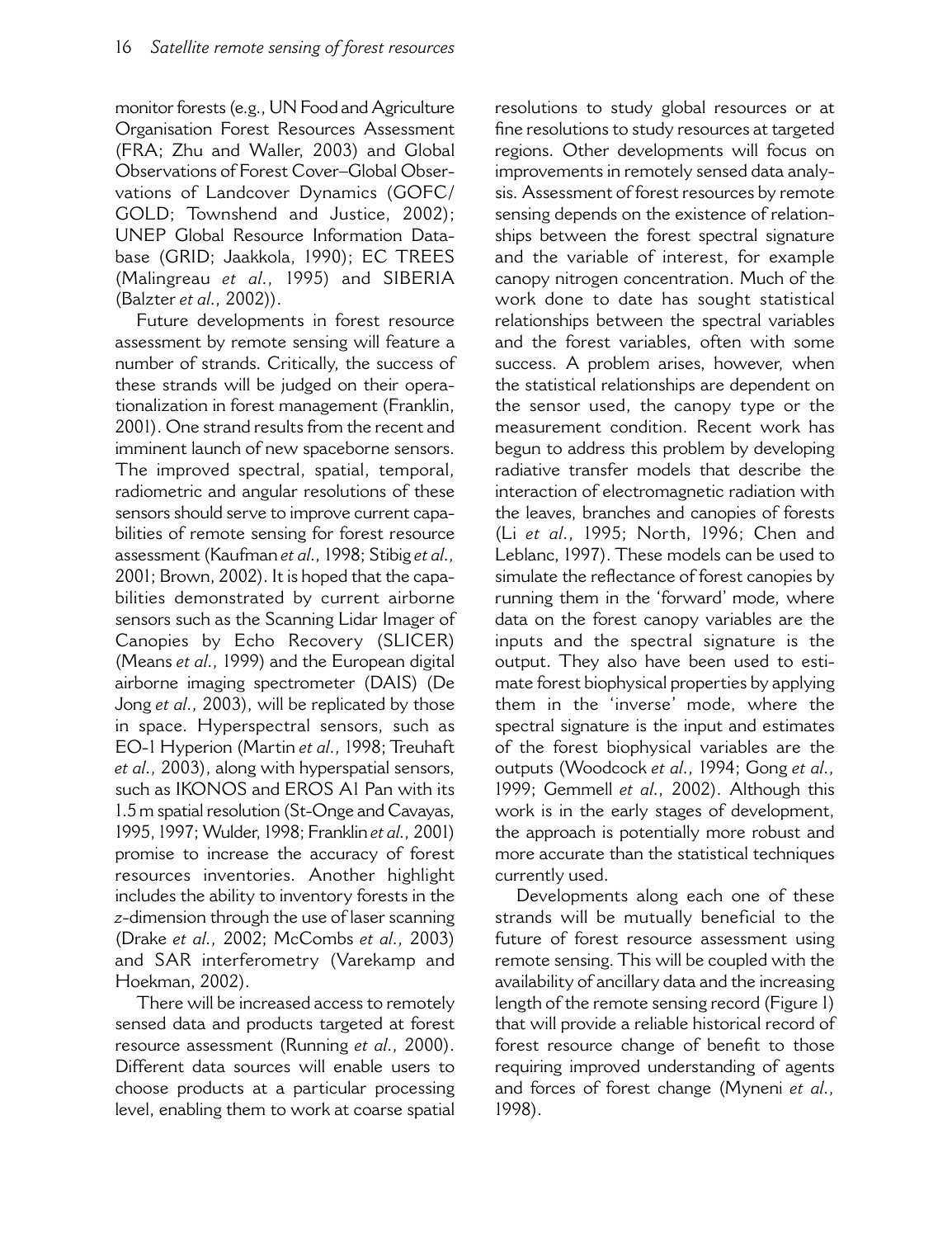monitor forests (e.g., UN Food and Agriculture Organisation Forest Resources Assessment (FRA; Zhu and Waller, 2003) and Global Observations of Forest Cover–Global Observations of Landcover Dynamics (GOFC/GOLD; Townshend and Justice, 2002); UNEP Global Resource Information Database (GRID; Jaakkola, 1990); EC TREES (Malingreau *et al.*, 1995) and SIBERIA (Balzter *et al.*, 2002)).

Future developments in forest resource assessment by remote sensing will feature a number of strands. Critically, the success of these strands will be judged on their operationalization in forest management (Franklin, 2001). One strand results from the recent and imminent launch of new spaceborne sensors. The improved spectral, spatial, temporal, radiometric and angular resolutions of these sensors should serve to improve current capabilities of remote sensing for forest resource assessment (Kaufman *et al.*, 1998; Stibig *et al.*, 2001; Brown, 2002). It is hoped that the capabilities demonstrated by current airborne sensors such as the Scanning Lidar Imager of Canopies by Echo Recovery (SLICER) (Means *et al.*, 1999) and the European digital airborne imaging spectrometer (DAIS) (De Jong *et al.*, 2003), will be replicated by those in space. Hyperspectral sensors, such as EO-1 Hyperion (Martin *et al.*, 1998; Treuhaft *et al.*, 2003), along with hyperspatial sensors, such as IKONOS and EROS A1 Pan with its 1.5 m spatial resolution (St-Onge and Cavayas, 1995, 1997; Wulder, 1998; Franklin *et al.*, 2001) promise to increase the accuracy of forest resources inventories. Another highlight includes the ability to inventory forests in the *z*-dimension through the use of laser scanning (Drake *et al.*, 2002; McCombs *et al.*, 2003) and SAR interferometry (Varekamp and Hoekman, 2002).

There will be increased access to remotely sensed data and products targeted at forest resource assessment (Running *et al.*, 2000). Different data sources will enable users to choose products at a particular processing level, enabling them to work at coarse spatial resolutions to study global resources or at fine resolutions to study resources at targeted regions. Other developments will focus on improvements in remotely sensed data analysis. Assessment of forest resources by remote sensing depends on the existence of relationships between the forest spectral signature and the variable of interest, for example canopy nitrogen concentration. Much of the work done to date has sought statistical relationships between the spectral variables and the forest variables, often with some success. A problem arises, however, when the statistical relationships are dependent on the sensor used, the canopy type or the measurement condition. Recent work has begun to address this problem by developing radiative transfer models that describe the interaction of electromagnetic radiation with the leaves, branches and canopies of forests (Li *et al.*, 1995; North, 1996; Chen and Leblanc, 1997). These models can be used to simulate the reflectance of forest canopies by running them in the 'forward' mode, where data on the forest canopy variables are the inputs and the spectral signature is the output. They also have been used to estimate forest biophysical properties by applying them in the 'inverse' mode, where the spectral signature is the input and estimates of the forest biophysical variables are the outputs (Woodcock *et al.*, 1994; Gong *et al.*, 1999; Gemmell *et al.*, 2002). Although this work is in the early stages of development, the approach is potentially more robust and more accurate than the statistical techniques currently used.

Developments along each one of these strands will be mutually beneficial to the future of forest resource assessment using remote sensing. This will be coupled with the availability of ancillary data and the increasing length of the remote sensing record (Figure 1) that will provide a reliable historical record of forest resource change of benefit to those requiring improved understanding of agents and forces of forest change (Myneni *et al.*, 1998).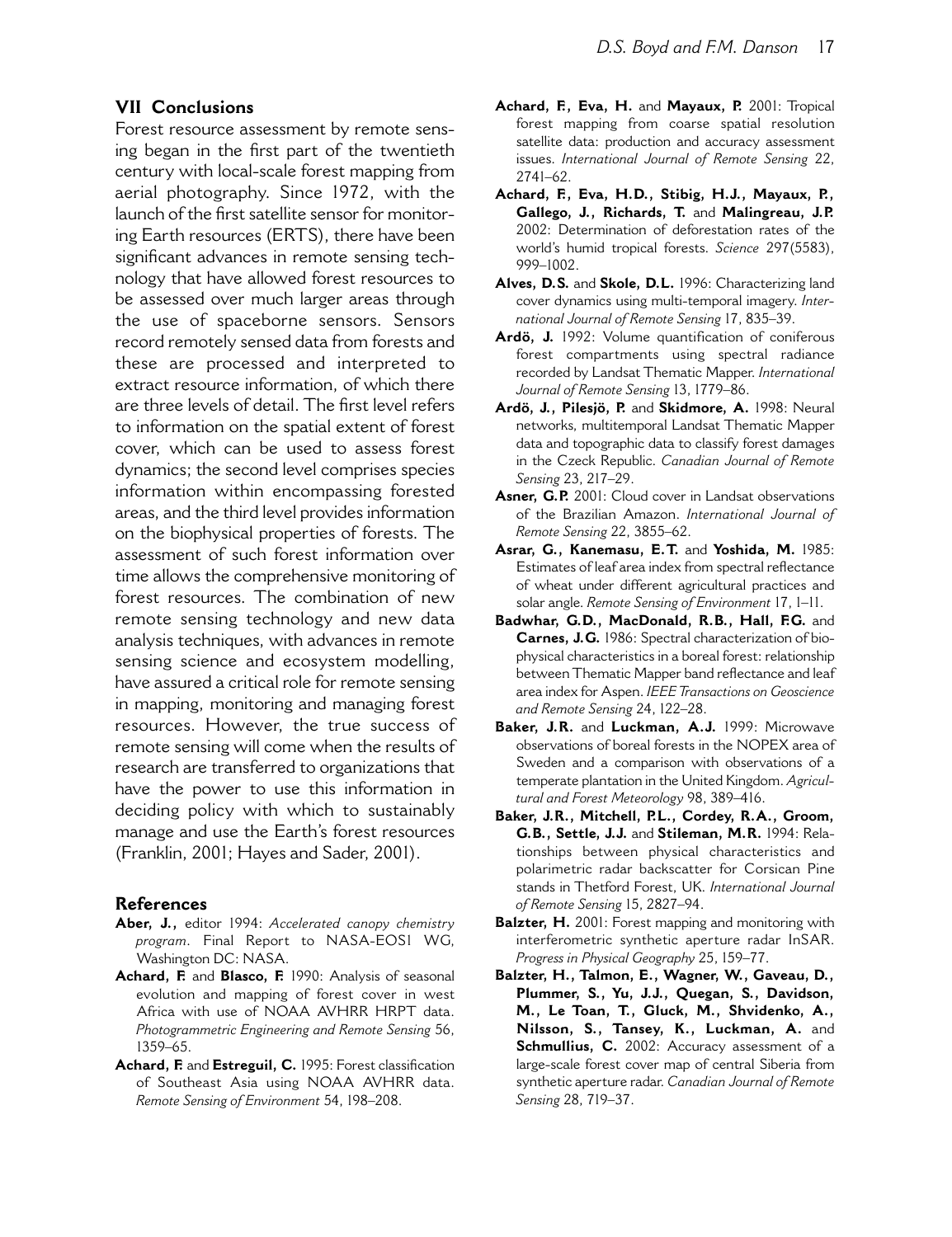## VII Conclusions

Forest resource assessment by remote sensing began in the first part of the twentieth century with local-scale forest mapping from aerial photography. Since 1972, with the launch of the first satellite sensor for monitoring Earth resources (ERTS), there have been significant advances in remote sensing technology that have allowed forest resources to be assessed over much larger areas through the use of spaceborne sensors. Sensors record remotely sensed data from forests and these are processed and interpreted to extract resource information, of which there are three levels of detail. The first level refers to information on the spatial extent of forest cover, which can be used to assess forest dynamics; the second level comprises species information within encompassing forested areas, and the third level provides information on the biophysical properties of forests. The assessment of such forest information over time allows the comprehensive monitoring of forest resources. The combination of new remote sensing technology and new data analysis techniques, with advances in remote sensing science and ecosystem modelling, have assured a critical role for remote sensing in mapping, monitoring and managing forest resources. However, the true success of remote sensing will come when the results of research are transferred to organizations that have the power to use this information in deciding policy with which to sustainably manage and use the Earth's forest resources (Franklin, 2001; Hayes and Sader, 2001).

## References

**Aber, J.,** editor 1994: *Accelerated canopy chemistry program*. Final Report to NASA-EOSI WG, Washington DC: NASA.

**Achard, F.** and **Blasco, F.** 1990: Analysis of seasonal evolution and mapping of forest cover in west Africa with use of NOAA AVHRR HRPT data. *Photogrammetric Engineering and Remote Sensing* 56, 1359–65.

**Achard, F.** and **Estreguil, C.** 1995: Forest classification of Southeast Asia using NOAA AVHRR data. *Remote Sensing of Environment* 54, 198–208.

**Achard, F., Eva, H.** and **Mayaux, P.** 2001: Tropical forest mapping from coarse spatial resolution satellite data: production and accuracy assessment issues. *International Journal of Remote Sensing* 22, 2741–62.

**Achard, F., Eva, H.D., Stibig, H.J., Mayaux, P., Gallego, J., Richards, T.** and **Malingreau, J.P.** 2002: Determination of deforestation rates of the world's humid tropical forests. *Science* 297(5583), 999–1002.

**Alves, D.S.** and **Skole, D.L.** 1996: Characterizing land cover dynamics using multi-temporal imagery. *International Journal of Remote Sensing* 17, 835–39.

**Ardö, J.** 1992: Volume quantification of coniferous forest compartments using spectral radiance recorded by Landsat Thematic Mapper. *International Journal of Remote Sensing* 13, 1779–86.

**Ardö, J., Pilesjö, P.** and **Skidmore, A.** 1998: Neural networks, multitemporal Landsat Thematic Mapper data and topographic data to classify forest damages in the Czeck Republic. *Canadian Journal of Remote Sensing* 23, 217–29.

**Asner, G.P.** 2001: Cloud cover in Landsat observations of the Brazilian Amazon. *International Journal of Remote Sensing* 22, 3855–62.

**Asrar, G., Kanemasu, E.T.** and **Yoshida, M.** 1985: Estimates of leaf area index from spectral reflectance of wheat under different agricultural practices and solar angle. *Remote Sensing of Environment* 17, 1–11.

**Badwhar, G.D., MacDonald, R.B., Hall, F.G.** and **Carnes, J.G.** 1986: Spectral characterization of biophysical characteristics in a boreal forest: relationship between Thematic Mapper band reflectance and leaf area index for Aspen. *IEEE Transactions on Geoscience and Remote Sensing* 24, 122–28.

**Baker, J.R.** and **Luckman, A.J.** 1999: Microwave observations of boreal forests in the NOPEX area of Sweden and a comparison with observations of a temperate plantation in the United Kingdom. *Agricultural and Forest Meteorology* 98, 389–416.

**Baker, J.R., Mitchell, P.L., Cordey, R.A., Groom, G.B., Settle, J.J.** and **Stileman, M.R.** 1994: Relationships between physical characteristics and polarimetric radar backscatter for Corsican Pine stands in Thetford Forest, UK. *International Journal of Remote Sensing* 15, 2827–94.

**Balzter, H.** 2001: Forest mapping and monitoring with interferometric synthetic aperture radar InSAR. *Progress in Physical Geography* 25, 159–77.

**Balzter, H., Talmon, E., Wagner, W., Gaveau, D., Plummer, S., Yu, J.J., Quegan, S., Davidson, M., Le Toan, T., Gluck, M., Shvidenko, A., Nilsson, S., Tansey, K., Luckman, A.** and **Schmullius, C.** 2002: Accuracy assessment of a large-scale forest cover map of central Siberia from synthetic aperture radar. *Canadian Journal of Remote Sensing* 28, 719–37.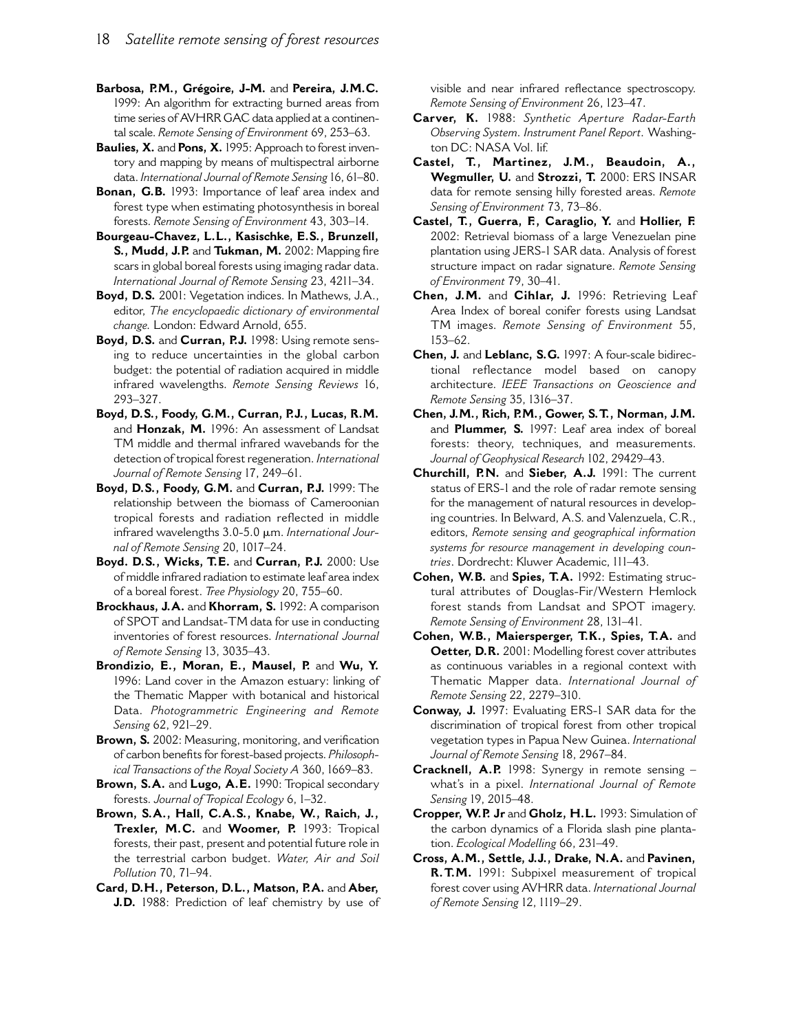**Barbosa, P.M., Grégoire, J-M.** and **Pereira, J.M.C.** 1999: An algorithm for extracting burned areas from time series of AVHRR GAC data applied at a continental scale. *Remote Sensing of Environment* 69, 253–63.

**Baulies, X.** and **Pons, X.** 1995: Approach to forest inventory and mapping by means of multispectral airborne data. *International Journal of Remote Sensing* 16, 61–80.

**Bonan, G.B.** 1993: Importance of leaf area index and forest type when estimating photosynthesis in boreal forests. *Remote Sensing of Environment* 43, 303–14.

**Bourgeau-Chavez, L.L., Kasischke, E.S., Brunzell, S., Mudd, J.P.** and **Tukman, M.** 2002: Mapping fire scars in global boreal forests using imaging radar data. *International Journal of Remote Sensing* 23, 4211–34.

**Boyd, D.S.** 2001: Vegetation indices. In Mathews, J.A., editor, *The encyclopaedic dictionary of environmental change*. London: Edward Arnold, 655.

**Boyd, D.S.** and **Curran, P.J.** 1998: Using remote sensing to reduce uncertainties in the global carbon budget: the potential of radiation acquired in middle infrared wavelengths. *Remote Sensing Reviews* 16, 293–327.

**Boyd, D.S., Foody, G.M., Curran, P.J., Lucas, R.M.** and **Honzak, M.** 1996: An assessment of Landsat TM middle and thermal infrared wavebands for the detection of tropical forest regeneration. *International Journal of Remote Sensing* 17, 249–61.

**Boyd, D.S., Foody, G.M.** and **Curran, P.J.** 1999: The relationship between the biomass of Cameroonian tropical forests and radiation reflected in middle infrared wavelengths 3.0-5.0 μm. *International Journal of Remote Sensing* 20, 1017–24.

**Boyd. D.S., Wicks, T.E.** and **Curran, P.J.** 2000: Use of middle infrared radiation to estimate leaf area index of a boreal forest. *Tree Physiology* 20, 755–60.

**Brockhaus, J.A.** and **Khorram, S.** 1992: A comparison of SPOT and Landsat-TM data for use in conducting inventories of forest resources. *International Journal of Remote Sensing* 13, 3035–43.

**Brondizio, E., Moran, E., Mausel, P.** and **Wu, Y.** 1996: Land cover in the Amazon estuary: linking of the Thematic Mapper with botanical and historical Data. *Photogrammetric Engineering and Remote Sensing* 62, 921–29.

**Brown, S.** 2002: Measuring, monitoring, and verification of carbon benefits for forest-based projects. *Philosophical Transactions of the Royal Society A* 360, 1669–83.

**Brown, S.A.** and **Lugo, A.E.** 1990: Tropical secondary forests. *Journal of Tropical Ecology* 6, 1–32.

**Brown, S.A., Hall, C.A.S., Knabe, W., Raich, J., Trexler, M.C.** and **Woomer, P.** 1993: Tropical forests, their past, present and potential future role in the terrestrial carbon budget. *Water, Air and Soil Pollution* 70, 71–94.

**Card, D.H., Peterson, D.L., Matson, P.A.** and **Aber, J.D.** 1988: Prediction of leaf chemistry by use of visible and near infrared reflectance spectroscopy. *Remote Sensing of Environment* 26, 123–47.

**Carver, K.** 1988: *Synthetic Aperture Radar-Earth Observing System. Instrument Panel Report*. Washington DC: NASA Vol. Iif.

**Castel, T., Martinez, J.M., Beaudoin, A., Wegmuller, U.** and **Strozzi, T.** 2000: ERS INSAR data for remote sensing hilly forested areas. *Remote Sensing of Environment* 73, 73–86.

**Castel, T., Guerra, F., Caraglio, Y.** and **Hollier, F.** 2002: Retrieval biomass of a large Venezuelan pine plantation using JERS-1 SAR data. Analysis of forest structure impact on radar signature. *Remote Sensing of Environment* 79, 30–41.

**Chen, J.M.** and **Cihlar, J.** 1996: Retrieving Leaf Area Index of boreal conifer forests using Landsat TM images. *Remote Sensing of Environment* 55, 153–62.

**Chen, J.** and **Leblanc, S.G.** 1997: A four-scale bidirectional reflectance model based on canopy architecture. *IEEE Transactions on Geoscience and Remote Sensing* 35, 1316–37.

**Chen, J.M., Rich, P.M., Gower, S.T., Norman, J.M.** and **Plummer, S.** 1997: Leaf area index of boreal forests: theory, techniques, and measurements. *Journal of Geophysical Research* 102, 29429–43.

**Churchill, P.N.** and **Sieber, A.J.** 1991: The current status of ERS-1 and the role of radar remote sensing for the management of natural resources in developing countries. In Belward, A.S. and Valenzuela, C.R., editors, *Remote sensing and geographical information systems for resource management in developing countries*. Dordrecht: Kluwer Academic, 111–43.

**Cohen, W.B.** and **Spies, T.A.** 1992: Estimating structural attributes of Douglas-Fir/Western Hemlock forest stands from Landsat and SPOT imagery. *Remote Sensing of Environment* 28, 131–41.

**Cohen, W.B., Maiersperger, T.K., Spies, T.A.** and **Oetter, D.R.** 2001: Modelling forest cover attributes as continuous variables in a regional context with Thematic Mapper data. *International Journal of Remote Sensing* 22, 2279–310.

**Conway, J.** 1997: Evaluating ERS-1 SAR data for the discrimination of tropical forest from other tropical vegetation types in Papua New Guinea. *International Journal of Remote Sensing* 18, 2967–84.

**Cracknell, A.P.** 1998: Synergy in remote sensing – what's in a pixel. *International Journal of Remote Sensing* 19, 2015–48.

**Cropper, W.P. Jr** and **Gholz, H.L.** 1993: Simulation of the carbon dynamics of a Florida slash pine plantation. *Ecological Modelling* 66, 231–49.

**Cross, A.M., Settle, J.J., Drake, N.A.** and **Pavinen, R.T.M.** 1991: Subpixel measurement of tropical forest cover using AVHRR data. *International Journal of Remote Sensing* 12, 1119–29.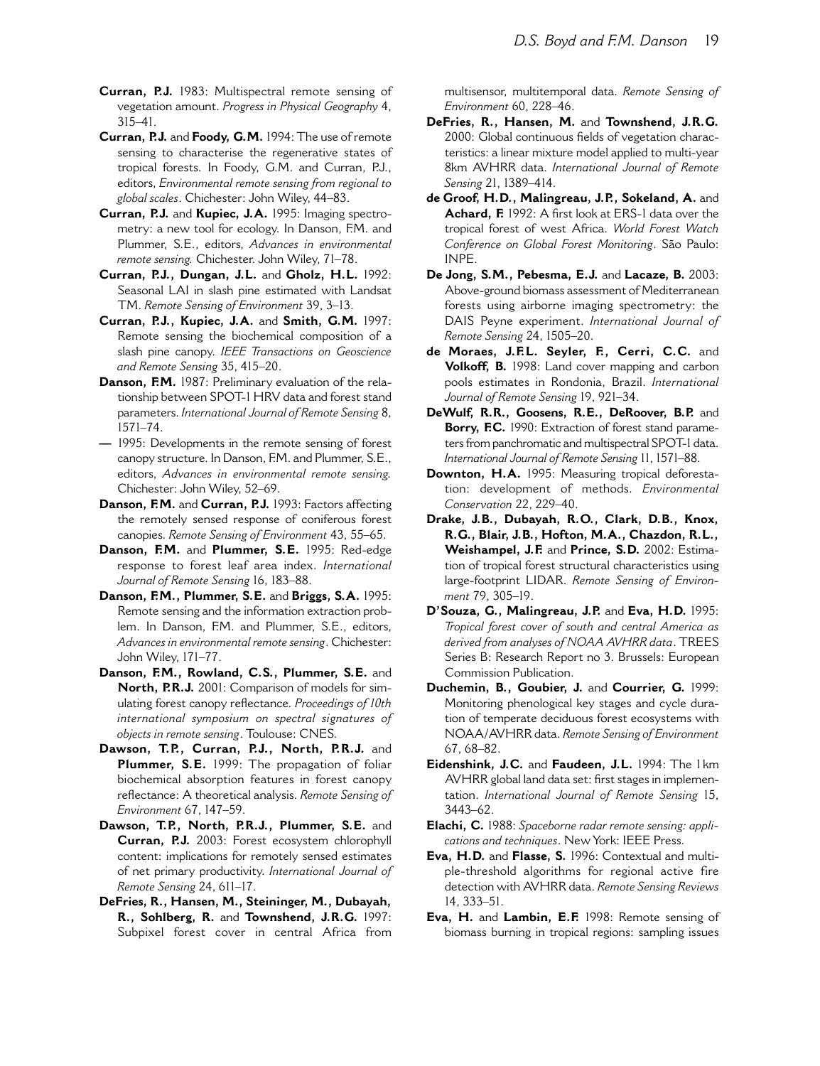**Curran, P.J.** 1983: Multispectral remote sensing of vegetation amount. *Progress in Physical Geography* 4, 315–41.

**Curran, P.J.** and **Foody, G.M.** 1994: The use of remote sensing to characterise the regenerative states of tropical forests. In Foody, G.M. and Curran, P.J., editors, *Environmental remote sensing from regional to global scales*. Chichester: John Wiley, 44–83.

**Curran, P.J.** and **Kupiec, J.A.** 1995: Imaging spectrometry: a new tool for ecology. In Danson, F.M. and Plummer, S.E., editors, *Advances in environmental remote sensing.* Chichester. John Wiley, 71–78.

**Curran, P.J., Dungan, J.L.** and **Gholz, H.L.** 1992: Seasonal LAI in slash pine estimated with Landsat TM. *Remote Sensing of Environment* 39, 3–13.

**Curran, P.J., Kupiec, J.A.** and **Smith, G.M.** 1997: Remote sensing the biochemical composition of a slash pine canopy. *IEEE Transactions on Geoscience and Remote Sensing* 35, 415–20.

**Danson, F.M.** 1987: Preliminary evaluation of the relationship between SPOT-1 HRV data and forest stand parameters. *International Journal of Remote Sensing* 8, 1571–74.

— 1995: Developments in the remote sensing of forest canopy structure. In Danson, F.M. and Plummer, S.E., editors, *Advances in environmental remote sensing.* Chichester: John Wiley, 52–69.

**Danson, F.M.** and **Curran, P.J.** 1993: Factors affecting the remotely sensed response of coniferous forest canopies. *Remote Sensing of Environment* 43, 55–65.

**Danson, F.M.** and **Plummer, S.E.** 1995: Red-edge response to forest leaf area index. *International Journal of Remote Sensing* 16, 183–88.

**Danson, F.M., Plummer, S.E.** and **Briggs, S.A.** 1995: Remote sensing and the information extraction problem. In Danson, F.M. and Plummer, S.E., editors, *Advances in environmental remote sensing*. Chichester: John Wiley, 171–77.

**Danson, F.M., Rowland, C.S., Plummer, S.E.** and **North, P.R.J.** 2001: Comparison of models for simulating forest canopy reflectance. *Proceedings of 10th international symposium on spectral signatures of objects in remote sensing*. Toulouse: CNES.

**Dawson, T.P., Curran, P.J., North, P.R.J.** and **Plummer, S.E.** 1999: The propagation of foliar biochemical absorption features in forest canopy reflectance: A theoretical analysis. *Remote Sensing of Environment* 67, 147–59.

**Dawson, T.P., North, P.R.J., Plummer, S.E.** and **Curran, P.J.** 2003: Forest ecosystem chlorophyll content: implications for remotely sensed estimates of net primary productivity. *International Journal of Remote Sensing* 24, 611–17.

**DeFries, R., Hansen, M., Steininger, M., Dubayah, R., Sohlberg, R.** and **Townshend, J.R.G.** 1997: Subpixel forest cover in central Africa from multisensor, multitemporal data. *Remote Sensing of Environment* 60, 228–46.

**DeFries, R., Hansen, M.** and **Townshend, J.R.G.** 2000: Global continuous fields of vegetation characteristics: a linear mixture model applied to multi-year 8km AVHRR data. *International Journal of Remote Sensing* 21, 1389–414.

**de Groof, H.D., Malingreau, J.P., Sokeland, A.** and **Achard, F.** 1992: A first look at ERS-1 data over the tropical forest of west Africa. *World Forest Watch Conference on Global Forest Monitoring*. São Paulo: INPE.

**De Jong, S.M., Pebesma, E.J.** and **Lacaze, B.** 2003: Above-ground biomass assessment of Mediterranean forests using airborne imaging spectrometry: the DAIS Peyne experiment. *International Journal of Remote Sensing* 24, 1505–20.

**de Moraes, J.F.L. Seyler, F., Cerri, C.C.** and **Volkoff, B.** 1998: Land cover mapping and carbon pools estimates in Rondonia, Brazil. *International Journal of Remote Sensing* 19, 921–34.

**DeWulf, R.R., Goosens, R.E., DeRoover, B.P.** and **Borry, F.C.** 1990: Extraction of forest stand parameters from panchromatic and multispectral SPOT-1 data. *International Journal of Remote Sensing* 11, 1571–88.

**Downton, H.A.** 1995: Measuring tropical deforestation: development of methods. *Environmental Conservation* 22, 229–40.

**Drake, J.B., Dubayah, R.O., Clark, D.B., Knox, R.G., Blair, J.B., Hofton, M.A., Chazdon, R.L., Weishampel, J.F.** and **Prince, S.D.** 2002: Estimation of tropical forest structural characteristics using large-footprint LIDAR. *Remote Sensing of Environment* 79, 305–19.

**D'Souza, G., Malingreau, J.P.** and **Eva, H.D.** 1995: *Tropical forest cover of south and central America as derived from analyses of NOAA AVHRR data*. TREES Series B: Research Report no 3. Brussels: European Commission Publication.

**Duchemin, B., Goubier, J.** and **Courrier, G.** 1999: Monitoring phenological key stages and cycle duration of temperate deciduous forest ecosystems with NOAA/AVHRR data. *Remote Sensing of Environment* 67, 68–82.

**Eidenshink, J.C.** and **Faudeen, J.L.** 1994: The 1km AVHRR global land data set: first stages in implementation. *International Journal of Remote Sensing* 15, 3443–62.

**Elachi, C.** 1988: *Spaceborne radar remote sensing: applications and techniques*. New York: IEEE Press.

**Eva, H.D.** and **Flasse, S.** 1996: Contextual and multiple-threshold algorithms for regional active fire detection with AVHRR data. *Remote Sensing Reviews* 14, 333–51.

**Eva, H.** and **Lambin, E.F.** 1998: Remote sensing of biomass burning in tropical regions: sampling issues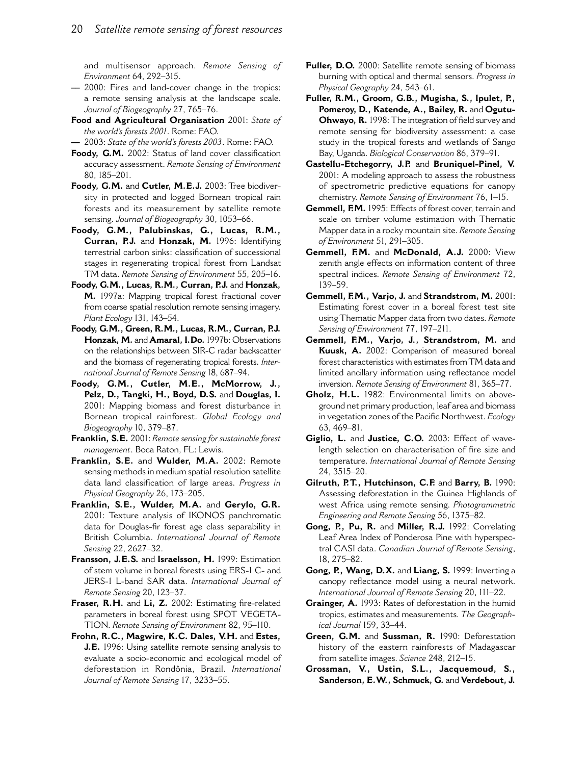and multisensor approach. *Remote Sensing of Environment* 64, 292–315.

— 2000: Fires and land-cover change in the tropics: a remote sensing analysis at the landscape scale. *Journal of Biogeography* 27, 765–76.

**Food and Agricultural Organisation** 2001: *State of the world's forests 2001*. Rome: FAO.

— 2003: *State of the world's forests 2003*. Rome: FAO.

**Foody, G.M.** 2002: Status of land cover classification accuracy assessment. *Remote Sensing of Environment* 80, 185–201.

**Foody, G.M.** and **Cutler, M.E.J.** 2003: Tree biodiversity in protected and logged Bornean tropical rain forests and its measurement by satellite remote sensing. *Journal of Biogeography* 30, 1053–66.

**Foody, G.M., Palubinskas, G., Lucas, R.M., Curran, P.J.** and **Honzak, M.** 1996: Identifying terrestrial carbon sinks: classification of successional stages in regenerating tropical forest from Landsat TM data. *Remote Sensing of Environment* 55, 205–16.

**Foody, G.M., Lucas, R.M., Curran, P.J.** and **Honzak, M.** 1997a: Mapping tropical forest fractional cover from coarse spatial resolution remote sensing imagery. *Plant Ecology* 131, 143–54.

**Foody, G.M., Green, R.M., Lucas, R.M., Curran, P.J. Honzak, M.** and **Amaral, I.Do.** 1997b: Observations on the relationships between SIR-C radar backscatter and the biomass of regenerating tropical forests. *International Journal of Remote Sensing* 18, 687–94.

**Foody, G.M., Cutler, M.E., McMorrow, J., Pelz, D., Tangki, H., Boyd, D.S.** and **Douglas, I.** 2001: Mapping biomass and forest disturbance in Bornean tropical rainforest. *Global Ecology and Biogeography* 10, 379–87.

**Franklin, S.E.** 2001: *Remote sensing for sustainable forest management*. Boca Raton, FL: Lewis.

**Franklin, S.E.** and **Wulder, M.A.** 2002: Remote sensing methods in medium spatial resolution satellite data land classification of large areas. *Progress in Physical Geography* 26, 173–205.

**Franklin, S.E., Wulder, M.A.** and **Gerylo, G.R.** 2001: Texture analysis of IKONOS panchromatic data for Douglas-fir forest age class separability in British Columbia. *International Journal of Remote Sensing* 22, 2627–32.

**Fransson, J.E.S.** and **Israelsson, H.** 1999: Estimation of stem volume in boreal forests using ERS-1 C- and JERS-1 L-band SAR data. *International Journal of Remote Sensing* 20, 123–37.

**Fraser, R.H.** and **Li, Z.** 2002: Estimating fire-related parameters in boreal forest using SPOT VEGETATION. *Remote Sensing of Environment* 82, 95–110.

**Frohn, R.C., Magwire, K.C. Dales, V.H.** and **Estes, J.E.** 1996: Using satellite remote sensing analysis to evaluate a socio-economic and ecological model of deforestation in Rondônia, Brazil. *International Journal of Remote Sensing* 17, 3233–55.

**Fuller, D.O.** 2000: Satellite remote sensing of biomass burning with optical and thermal sensors. *Progress in Physical Geography* 24, 543–61.

**Fuller, R.M., Groom, G.B., Mugisha, S., Ipulet, P., Pomeroy, D., Katende, A., Bailey, R.** and **Ogutu-Ohwayo, R.** 1998: The integration of field survey and remote sensing for biodiversity assessment: a case study in the tropical forests and wetlands of Sango Bay, Uganda. *Biological Conservation* 86, 379–91.

**Gastellu-Etchegorry, J.P.** and **Bruniquel-Pinel, V.** 2001: A modeling approach to assess the robustness of spectrometric predictive equations for canopy chemistry. *Remote Sensing of Environment* 76, 1–15.

**Gemmell, F.M.** 1995: Effects of forest cover, terrain and scale on timber volume estimation with Thematic Mapper data in a rocky mountain site. *Remote Sensing of Environment* 51, 291–305.

**Gemmell, F.M.** and **McDonald, A.J.** 2000: View zenith angle effects on information content of three spectral indices. *Remote Sensing of Environment* 72, 139–59.

**Gemmell, F.M., Varjo, J.** and **Strandstrom, M.** 2001: Estimating forest cover in a boreal forest test site using Thematic Mapper data from two dates. *Remote Sensing of Environment* 77, 197–211.

**Gemmell, F.M., Varjo, J., Strandstrom, M.** and **Kuusk, A.** 2002: Comparison of measured boreal forest characteristics with estimates from TM data and limited ancillary information using reflectance model inversion. *Remote Sensing of Environment* 81, 365–77.

**Gholz, H.L.** 1982: Environmental limits on aboveground net primary production, leaf area and biomass in vegetation zones of the Pacific Northwest. *Ecology* 63, 469–81.

**Giglio, L.** and **Justice, C.O.** 2003: Effect of wavelength selection on characterisation of fire size and temperature. *International Journal of Remote Sensing* 24, 3515–20.

**Gilruth, P.T., Hutchinson, C.F.** and **Barry, B.** 1990: Assessing deforestation in the Guinea Highlands of west Africa using remote sensing. *Photogrammetric Engineering and Remote Sensing* 56, 1375–82.

**Gong, P., Pu, R.** and **Miller, R.J.** 1992: Correlating Leaf Area Index of Ponderosa Pine with hyperspectral CASI data. *Canadian Journal of Remote Sensing*, 18, 275–82.

**Gong, P., Wang, D.X.** and **Liang, S.** 1999: Inverting a canopy reflectance model using a neural network. *International Journal of Remote Sensing* 20, 111–22.

**Grainger, A.** 1993: Rates of deforestation in the humid tropics, estimates and measurements. *The Geographical Journal* 159, 33–44.

**Green, G.M.** and **Sussman, R.** 1990: Deforestation history of the eastern rainforests of Madagascar from satellite images. *Science* 248, 212–15.

**Grossman, V., Ustin, S.L., Jacquemoud, S., Sanderson, E.W., Schmuck, G.** and **Verdebout, J.**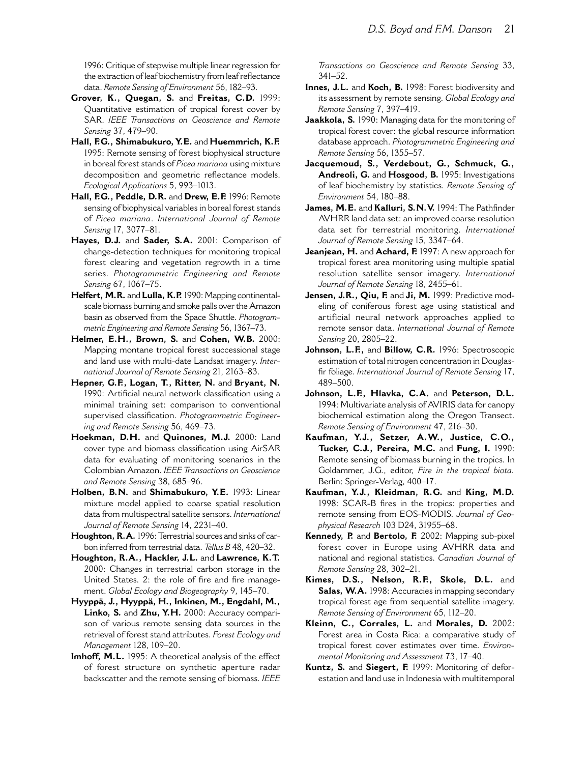1996: Critique of stepwise multiple linear regression for the extraction of leaf biochemistry from leaf reflectance data. *Remote Sensing of Environment* 56, 182–93.

**Grover, K.**, **Quegan, S.** and **Freitas, C.D.** 1999: Quantitative estimation of tropical forest cover by SAR. *IEEE Transactions on Geoscience and Remote Sensing* 37, 479–90.

**Hall, F.G.**, **Shimabukuro, Y.E.** and **Huemmrich, K.F.** 1995: Remote sensing of forest biophysical structure in boreal forest stands of *Picea mariana* using mixture decomposition and geometric reflectance models. *Ecological Applications* 5, 993–1013.

**Hall, F.G.**, **Peddle, D.R.** and **Drew, E.F.** 1996: Remote sensing of biophysical variables in boreal forest stands of *Picea mariana*. *International Journal of Remote Sensing* 17, 3077–81.

**Hayes, D.J.** and **Sader, S.A.** 2001: Comparison of change-detection techniques for monitoring tropical forest clearing and vegetation regrowth in a time series. *Photogrammetric Engineering and Remote Sensing* 67, 1067–75.

**Helfert, M.R.** and **Lulla, K.P.** 1990: Mapping continental-scale biomass burning and smoke palls over the Amazon basin as observed from the Space Shuttle. *Photogrammetric Engineering and Remote Sensing* 56, 1367–73.

**Helmer, E.H.**, **Brown, S.** and **Cohen, W.B.** 2000: Mapping montane tropical forest successional stage and land use with multi-date Landsat imagery. *International Journal of Remote Sensing* 21, 2163–83.

**Hepner, G.F.**, **Logan, T.**, **Ritter, N.** and **Bryant, N.** 1990: Artificial neural network classification using a minimal training set: comparison to conventional supervised classification. *Photogrammetric Engineering and Remote Sensing* 56, 469–73.

**Hoekman, D.H.** and **Quinones, M.J.** 2000: Land cover type and biomass classification using AirSAR data for evaluating of monitoring scenarios in the Colombian Amazon. *IEEE Transactions on Geoscience and Remote Sensing* 38, 685–96.

**Holben, B.N.** and **Shimabukuro, Y.E.** 1993: Linear mixture model applied to coarse spatial resolution data from multispectral satellite sensors. *International Journal of Remote Sensing* 14, 2231–40.

**Houghton, R.A.** 1996: Terrestrial sources and sinks of carbon inferred from terrestrial data. *Tellus B* 48, 420–32.

**Houghton, R.A.**, **Hackler, J.L.** and **Lawrence, K.T.** 2000: Changes in terrestrial carbon storage in the United States. 2: the role of fire and fire management. *Global Ecology and Biogeography* 9, 145–70.

**Hyyppä, J.**, **Hyyppä, H.**, **Inkinen, M.**, **Engdahl, M.**, **Linko, S.** and **Zhu, Y.H.** 2000: Accuracy comparison of various remote sensing data sources in the retrieval of forest stand attributes. *Forest Ecology and Management* 128, 109–20.

**Imhoff, M.L.** 1995: A theoretical analysis of the effect of forest structure on synthetic aperture radar backscatter and the remote sensing of biomass. *IEEE Transactions on Geoscience and Remote Sensing* 33, 341–52.

**Innes, J.L.** and **Koch, B.** 1998: Forest biodiversity and its assessment by remote sensing. *Global Ecology and Remote Sensing* 7, 397–419.

**Jaakkola, S.** 1990: Managing data for the monitoring of tropical forest cover: the global resource information database approach. *Photogrammetric Engineering and Remote Sensing* 56, 1355–57.

**Jacquemoud, S.**, **Verdebout, G.**, **Schmuck, G.**, **Andreoli, G.** and **Hosgood, B.** 1995: Investigations of leaf biochemistry by statistics. *Remote Sensing of Environment* 54, 180–88.

**James, M.E.** and **Kalluri, S.N.V.** 1994: The Pathfinder AVHRR land data set: an improved coarse resolution data set for terrestrial monitoring. *International Journal of Remote Sensing* 15, 3347–64.

**Jeanjean, H.** and **Achard, F.** 1997: A new approach for tropical forest area monitoring using multiple spatial resolution satellite sensor imagery. *International Journal of Remote Sensing* 18, 2455–61.

**Jensen, J.R.**, **Qiu, F.** and **Ji, M.** 1999: Predictive modeling of coniferous forest age using statistical and artificial neural network approaches applied to remote sensor data. *International Journal of Remote Sensing* 20, 2805–22.

**Johnson, L.F.**, and **Billow, C.R.** 1996: Spectroscopic estimation of total nitrogen concentration in Douglas-fir foliage. *International Journal of Remote Sensing* 17, 489–500.

**Johnson, L.F.**, **Hlavka, C.A.** and **Peterson, D.L.** 1994: Multivariate analysis of AVIRIS data for canopy biochemical estimation along the Oregon Transect. *Remote Sensing of Environment* 47, 216–30.

**Kaufman, Y.J.**, **Setzer, A.W.**, **Justice, C.O.**, **Tucker, C.J.**, **Pereira, M.C.** and **Fung, I.** 1990: Remote sensing of biomass burning in the tropics. In Goldammer, J.G., editor, *Fire in the tropical biota*. Berlin: Springer-Verlag, 400–17.

**Kaufman, Y.J.**, **Kleidman, R.G.** and **King, M.D.** 1998: SCAR-B fires in the tropics: properties and remote sensing from EOS-MODIS. *Journal of Geophysical Research* 103 D24, 31955–68.

**Kennedy, P.** and **Bertolo, F.** 2002: Mapping sub-pixel forest cover in Europe using AVHRR data and national and regional statistics. *Canadian Journal of Remote Sensing* 28, 302–21.

**Kimes, D.S.**, **Nelson, R.F.**, **Skole, D.L.** and **Salas, W.A.** 1998: Accuracies in mapping secondary tropical forest age from sequential satellite imagery. *Remote Sensing of Environment* 65, 112–20.

**Kleinn, C.**, **Corrales, L.** and **Morales, D.** 2002: Forest area in Costa Rica: a comparative study of tropical forest cover estimates over time. *Environmental Monitoring and Assessment* 73, 17–40.

**Kuntz, S.** and **Siegert, F.** 1999: Monitoring of deforestation and land use in Indonesia with multitemporal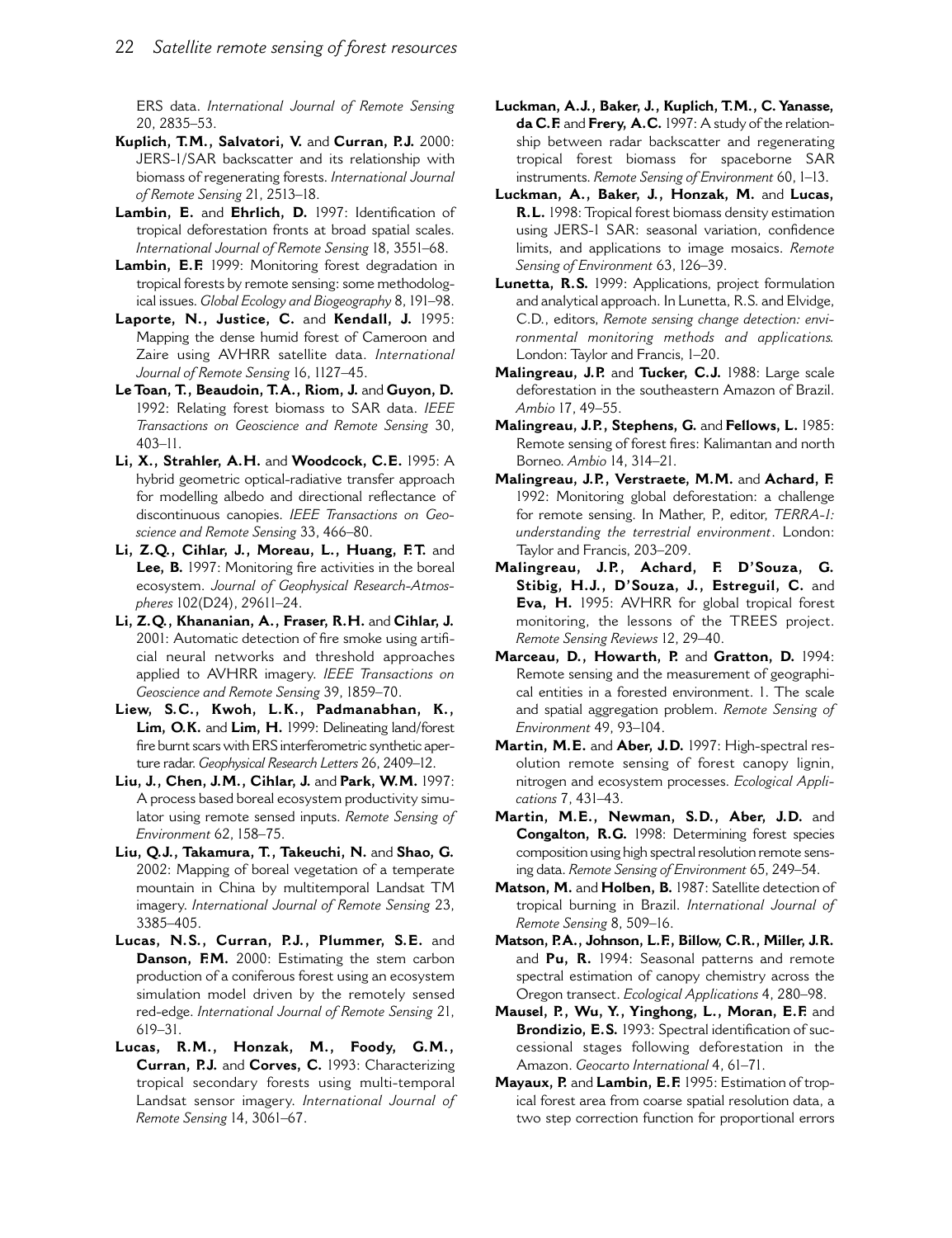ERS data. *International Journal of Remote Sensing* 20, 2835–53.

**Kuplich, T.M., Salvatori, V.** and **Curran, P.J.** 2000: JERS-1/SAR backscatter and its relationship with biomass of regenerating forests. *International Journal of Remote Sensing* 21, 2513–18.

**Lambin, E.** and **Ehrlich, D.** 1997: Identification of tropical deforestation fronts at broad spatial scales. *International Journal of Remote Sensing* 18, 3551–68.

**Lambin, E.F.** 1999: Monitoring forest degradation in tropical forests by remote sensing: some methodological issues. *Global Ecology and Biogeography* 8, 191–98.

**Laporte, N., Justice, C.** and **Kendall, J.** 1995: Mapping the dense humid forest of Cameroon and Zaire using AVHRR satellite data. *International Journal of Remote Sensing* 16, 1127–45.

**Le Toan, T., Beaudoin, T.A., Riom, J.** and **Guyon, D.** 1992: Relating forest biomass to SAR data. *IEEE Transactions on Geoscience and Remote Sensing* 30, 403–11.

**Li, X., Strahler, A.H.** and **Woodcock, C.E.** 1995: A hybrid geometric optical-radiative transfer approach for modelling albedo and directional reflectance of discontinuous canopies. *IEEE Transactions on Geoscience and Remote Sensing* 33, 466–80.

**Li, Z.Q., Cihlar, J., Moreau, L., Huang, F.T.** and **Lee, B.** 1997: Monitoring fire activities in the boreal ecosystem. *Journal of Geophysical Research-Atmospheres* 102(D24), 29611–24.

**Li, Z.Q., Khananian, A., Fraser, R.H.** and **Cihlar, J.** 2001: Automatic detection of fire smoke using artificial neural networks and threshold approaches applied to AVHRR imagery. *IEEE Transactions on Geoscience and Remote Sensing* 39, 1859–70.

**Liew, S.C., Kwoh, L.K., Padmanabhan, K., Lim, O.K.** and **Lim, H.** 1999: Delineating land/forest fire burnt scars with ERS interferometric synthetic aperture radar. *Geophysical Research Letters* 26, 2409–12.

**Liu, J., Chen, J.M., Cihlar, J.** and **Park, W.M.** 1997: A process based boreal ecosystem productivity simulator using remote sensed inputs. *Remote Sensing of Environment* 62, 158–75.

**Liu, Q.J., Takamura, T., Takeuchi, N.** and **Shao, G.** 2002: Mapping of boreal vegetation of a temperate mountain in China by multitemporal Landsat TM imagery. *International Journal of Remote Sensing* 23, 3385–405.

**Lucas, N.S., Curran, P.J., Plummer, S.E.** and **Danson, F.M.** 2000: Estimating the stem carbon production of a coniferous forest using an ecosystem simulation model driven by the remotely sensed red-edge. *International Journal of Remote Sensing* 21, 619–31.

**Lucas, R.M., Honzak, M., Foody, G.M., Curran, P.J.** and **Corves, C.** 1993: Characterizing tropical secondary forests using multi-temporal Landsat sensor imagery. *International Journal of Remote Sensing* 14, 3061–67.

**Luckman, A.J., Baker, J., Kuplich, T.M., C. Yanasse, da C.F.** and **Frery, A.C.** 1997: A study of the relationship between radar backscatter and regenerating tropical forest biomass for spaceborne SAR instruments. *Remote Sensing of Environment* 60, 1–13.

**Luckman, A., Baker, J., Honzak, M.** and **Lucas, R.L.** 1998: Tropical forest biomass density estimation using JERS-1 SAR: seasonal variation, confidence limits, and applications to image mosaics. *Remote Sensing of Environment* 63, 126–39.

**Lunetta, R.S.** 1999: Applications, project formulation and analytical approach. In Lunetta, R.S. and Elvidge, C.D., editors, *Remote sensing change detection: environmental monitoring methods and applications*. London: Taylor and Francis, 1–20.

**Malingreau, J.P.** and **Tucker, C.J.** 1988: Large scale deforestation in the southeastern Amazon of Brazil. *Ambio* 17, 49–55.

**Malingreau, J.P., Stephens, G.** and **Fellows, L.** 1985: Remote sensing of forest fires: Kalimantan and north Borneo. *Ambio* 14, 314–21.

**Malingreau, J.P., Verstraete, M.M.** and **Achard, F.** 1992: Monitoring global deforestation: a challenge for remote sensing. In Mather, P., editor, *TERRA-1: understanding the terrestrial environment*. London: Taylor and Francis, 203–209.

**Malingreau, J.P., Achard, F. D'Souza, G. Stibig, H.J., D'Souza, J., Estreguil, C.** and **Eva, H.** 1995: AVHRR for global tropical forest monitoring, the lessons of the TREES project. *Remote Sensing Reviews* 12, 29–40.

**Marceau, D., Howarth, P.** and **Gratton, D.** 1994: Remote sensing and the measurement of geographical entities in a forested environment. 1. The scale and spatial aggregation problem. *Remote Sensing of Environment* 49, 93–104.

**Martin, M.E.** and **Aber, J.D.** 1997: High-spectral resolution remote sensing of forest canopy lignin, nitrogen and ecosystem processes. *Ecological Applications* 7, 431–43.

**Martin, M.E., Newman, S.D., Aber, J.D.** and **Congalton, R.G.** 1998: Determining forest species composition using high spectral resolution remote sensing data. *Remote Sensing of Environment* 65, 249–54.

**Matson, M.** and **Holben, B.** 1987: Satellite detection of tropical burning in Brazil. *International Journal of Remote Sensing* 8, 509–16.

**Matson, P.A., Johnson, L.F., Billow, C.R., Miller, J.R.** and **Pu, R.** 1994: Seasonal patterns and remote spectral estimation of canopy chemistry across the Oregon transect. *Ecological Applications* 4, 280–98.

**Mausel, P., Wu, Y., Yinghong, L., Moran, E.F.** and **Brondizio, E.S.** 1993: Spectral identification of successional stages following deforestation in the Amazon. *Geocarto International* 4, 61–71.

**Mayaux, P.** and **Lambin, E.F.** 1995: Estimation of tropical forest area from coarse spatial resolution data, a two step correction function for proportional errors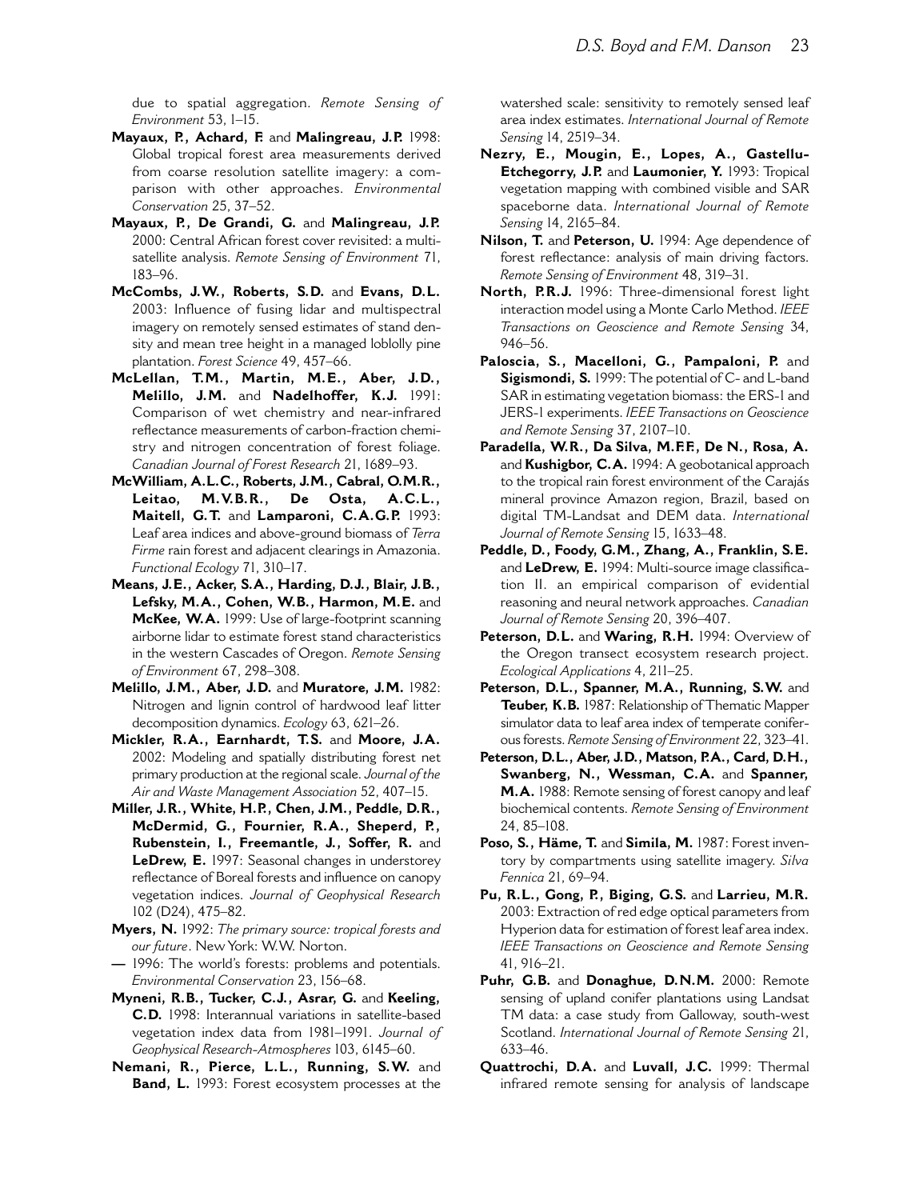due to spatial aggregation. *Remote Sensing of Environment* 53, 1–15.

**Mayaux, P., Achard, F.** and **Malingreau, J.P.** 1998: Global tropical forest area measurements derived from coarse resolution satellite imagery: a comparison with other approaches. *Environmental Conservation* 25, 37–52.

**Mayaux, P., De Grandi, G.** and **Malingreau, J.P.** 2000: Central African forest cover revisited: a multisatellite analysis. *Remote Sensing of Environment* 71, 183–96.

**McCombs, J.W., Roberts, S.D.** and **Evans, D.L.** 2003: Influence of fusing lidar and multispectral imagery on remotely sensed estimates of stand density and mean tree height in a managed loblolly pine plantation. *Forest Science* 49, 457–66.

**McLellan, T.M., Martin, M.E., Aber, J.D., Melillo, J.M.** and **Nadelhoffer, K.J.** 1991: Comparison of wet chemistry and near-infrared reflectance measurements of carbon-fraction chemistry and nitrogen concentration of forest foliage. *Canadian Journal of Forest Research* 21, 1689–93.

**McWilliam, A.L.C., Roberts, J.M., Cabral, O.M.R., Leitao, M.V.B.R., De Osta, A.C.L., Maitell, G.T.** and **Lamparoni, C.A.G.P.** 1993: Leaf area indices and above-ground biomass of *Terra Firme* rain forest and adjacent clearings in Amazonia. *Functional Ecology* 71, 310–17.

**Means, J.E., Acker, S.A., Harding, D.J., Blair, J.B., Lefsky, M.A., Cohen, W.B., Harmon, M.E.** and **McKee, W.A.** 1999: Use of large-footprint scanning airborne lidar to estimate forest stand characteristics in the western Cascades of Oregon. *Remote Sensing of Environment* 67, 298–308.

**Melillo, J.M., Aber, J.D.** and **Muratore, J.M.** 1982: Nitrogen and lignin control of hardwood leaf litter decomposition dynamics. *Ecology* 63, 621–26.

**Mickler, R.A., Earnhardt, T.S.** and **Moore, J.A.** 2002: Modeling and spatially distributing forest net primary production at the regional scale. *Journal of the Air and Waste Management Association* 52, 407–15.

**Miller, J.R., White, H.P., Chen, J.M., Peddle, D.R., McDermid, G., Fournier, R.A., Sheperd, P., Rubenstein, I., Freemantle, J., Soffer, R.** and **LeDrew, E.** 1997: Seasonal changes in understorey reflectance of Boreal forests and influence on canopy vegetation indices. *Journal of Geophysical Research* 102 (D24), 475–82.

**Myers, N.** 1992: *The primary source: tropical forests and our future*. New York: W.W. Norton.

— 1996: The world's forests: problems and potentials. *Environmental Conservation* 23, 156–68.

**Myneni, R.B., Tucker, C.J., Asrar, G.** and **Keeling, C.D.** 1998: Interannual variations in satellite-based vegetation index data from 1981–1991. *Journal of Geophysical Research-Atmospheres* 103, 6145–60.

**Nemani, R., Pierce, L.L., Running, S.W.** and **Band, L.** 1993: Forest ecosystem processes at the watershed scale: sensitivity to remotely sensed leaf area index estimates. *International Journal of Remote Sensing* 14, 2519–34.

**Nezry, E., Mougin, E., Lopes, A., Gastellu-Etchegorry, J.P.** and **Laumonier, Y.** 1993: Tropical vegetation mapping with combined visible and SAR spaceborne data. *International Journal of Remote Sensing* 14, 2165–84.

**Nilson, T.** and **Peterson, U.** 1994: Age dependence of forest reflectance: analysis of main driving factors. *Remote Sensing of Environment* 48, 319–31.

**North, P.R.J.** 1996: Three-dimensional forest light interaction model using a Monte Carlo Method. *IEEE Transactions on Geoscience and Remote Sensing* 34, 946–56.

**Paloscia, S., Macelloni, G., Pampaloni, P.** and **Sigismondi, S.** 1999: The potential of C- and L-band SAR in estimating vegetation biomass: the ERS-1 and JERS-1 experiments. *IEEE Transactions on Geoscience and Remote Sensing* 37, 2107–10.

**Paradella, W.R., Da Silva, M.F.F., De N., Rosa, A.** and **Kushigbor, C.A.** 1994: A geobotanical approach to the tropical rain forest environment of the Carajás mineral province Amazon region, Brazil, based on digital TM-Landsat and DEM data. *International Journal of Remote Sensing* 15, 1633–48.

**Peddle, D., Foody, G.M., Zhang, A., Franklin, S.E.** and **LeDrew, E.** 1994: Multi-source image classification II. an empirical comparison of evidential reasoning and neural network approaches. *Canadian Journal of Remote Sensing* 20, 396–407.

**Peterson, D.L.** and **Waring, R.H.** 1994: Overview of the Oregon transect ecosystem research project. *Ecological Applications* 4, 211–25.

**Peterson, D.L., Spanner, M.A., Running, S.W.** and **Teuber, K.B.** 1987: Relationship of Thematic Mapper simulator data to leaf area index of temperate coniferous forests. *Remote Sensing of Environment* 22, 323–41.

**Peterson, D.L., Aber, J.D., Matson, P.A., Card, D.H., Swanberg, N., Wessman, C.A.** and **Spanner, M.A.** 1988: Remote sensing of forest canopy and leaf biochemical contents. *Remote Sensing of Environment* 24, 85–108.

**Poso, S., Häme, T.** and **Simila, M.** 1987: Forest inventory by compartments using satellite imagery. *Silva Fennica* 21, 69–94.

**Pu, R.L., Gong, P., Biging, G.S.** and **Larrieu, M.R.** 2003: Extraction of red edge optical parameters from Hyperion data for estimation of forest leaf area index. *IEEE Transactions on Geoscience and Remote Sensing* 41, 916–21.

**Puhr, G.B.** and **Donaghue, D.N.M.** 2000: Remote sensing of upland conifer plantations using Landsat TM data: a case study from Galloway, south-west Scotland. *International Journal of Remote Sensing* 21, 633–46.

**Quattrochi, D.A.** and **Luvall, J.C.** 1999: Thermal infrared remote sensing for analysis of landscape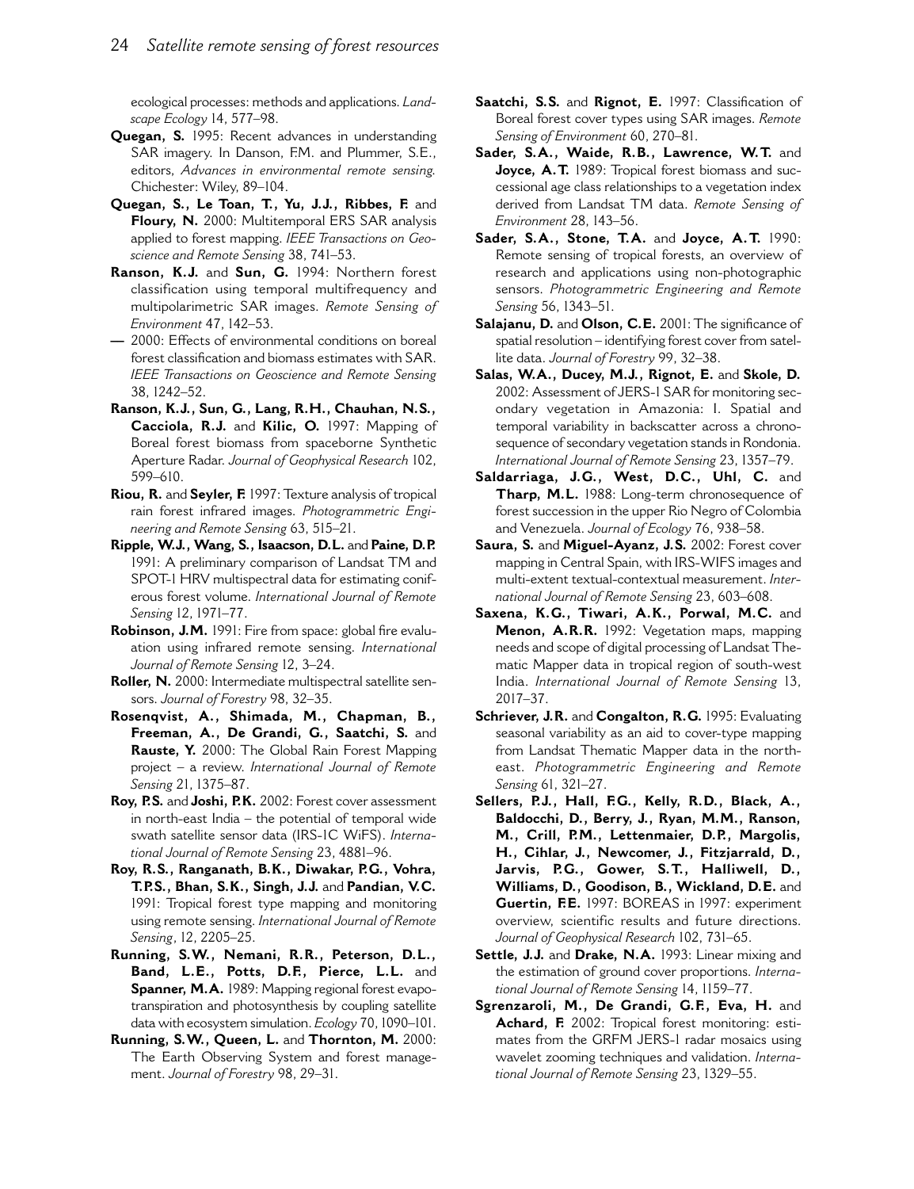ecological processes: methods and applications. *Landscape Ecology* 14, 577–98.

**Quegan, S.** 1995: Recent advances in understanding SAR imagery. In Danson, F.M. and Plummer, S.E., editors, *Advances in environmental remote sensing*. Chichester: Wiley, 89–104.

**Quegan, S., Le Toan, T., Yu, J.J., Ribbes, F.** and **Floury, N.** 2000: Multitemporal ERS SAR analysis applied to forest mapping. *IEEE Transactions on Geoscience and Remote Sensing* 38, 741–53.

**Ranson, K.J.** and **Sun, G.** 1994: Northern forest classification using temporal multifrequency and multipolarimetric SAR images. *Remote Sensing of Environment* 47, 142–53.

— 2000: Effects of environmental conditions on boreal forest classification and biomass estimates with SAR. *IEEE Transactions on Geoscience and Remote Sensing* 38, 1242–52.

**Ranson, K.J., Sun, G., Lang, R.H., Chauhan, N.S., Cacciola, R.J.** and **Kilic, O.** 1997: Mapping of Boreal forest biomass from spaceborne Synthetic Aperture Radar. *Journal of Geophysical Research* 102, 599–610.

**Riou, R.** and **Seyler, F.** 1997: Texture analysis of tropical rain forest infrared images. *Photogrammetric Engineering and Remote Sensing* 63, 515–21.

**Ripple, W.J., Wang, S., Isaacson, D.L.** and **Paine, D.P.** 1991: A preliminary comparison of Landsat TM and SPOT-1 HRV multispectral data for estimating coniferous forest volume. *International Journal of Remote Sensing* 12, 1971–77.

**Robinson, J.M.** 1991: Fire from space: global fire evaluation using infrared remote sensing. *International Journal of Remote Sensing* 12, 3–24.

**Roller, N.** 2000: Intermediate multispectral satellite sensors. *Journal of Forestry* 98, 32–35.

**Rosenqvist, A., Shimada, M., Chapman, B., Freeman, A., De Grandi, G., Saatchi, S.** and **Rauste, Y.** 2000: The Global Rain Forest Mapping project – a review. *International Journal of Remote Sensing* 21, 1375–87.

**Roy, P.S.** and **Joshi, P.K.** 2002: Forest cover assessment in north-east India – the potential of temporal wide swath satellite sensor data (IRS-1C WiFS). *International Journal of Remote Sensing* 23, 4881–96.

**Roy, R.S., Ranganath, B.K., Diwakar, P.G., Vohra, T.P.S., Bhan, S.K., Singh, J.J.** and **Pandian, V.C.** 1991: Tropical forest type mapping and monitoring using remote sensing. *International Journal of Remote Sensing*, 12, 2205–25.

**Running, S.W., Nemani, R.R., Peterson, D.L., Band, L.E., Potts, D.F., Pierce, L.L.** and **Spanner, M.A.** 1989: Mapping regional forest evapotranspiration and photosynthesis by coupling satellite data with ecosystem simulation. *Ecology* 70, 1090–101.

**Running, S.W., Queen, L.** and **Thornton, M.** 2000: The Earth Observing System and forest management. *Journal of Forestry* 98, 29–31.

**Saatchi, S.S.** and **Rignot, E.** 1997: Classification of Boreal forest cover types using SAR images. *Remote Sensing of Environment* 60, 270–81.

**Sader, S.A., Waide, R.B., Lawrence, W.T.** and **Joyce, A.T.** 1989: Tropical forest biomass and successional age class relationships to a vegetation index derived from Landsat TM data. *Remote Sensing of Environment* 28, 143–56.

**Sader, S.A., Stone, T.A.** and **Joyce, A.T.** 1990: Remote sensing of tropical forests, an overview of research and applications using non-photographic sensors. *Photogrammetric Engineering and Remote Sensing* 56, 1343–51.

**Salajanu, D.** and **Olson, C.E.** 2001: The significance of spatial resolution – identifying forest cover from satellite data. *Journal of Forestry* 99, 32–38.

**Salas, W.A., Ducey, M.J., Rignot, E.** and **Skole, D.** 2002: Assessment of JERS-1 SAR for monitoring secondary vegetation in Amazonia: I. Spatial and temporal variability in backscatter across a chronosequence of secondary vegetation stands in Rondonia. *International Journal of Remote Sensing* 23, 1357–79.

**Saldarriaga, J.G., West, D.C., Uhl, C.** and **Tharp, M.L.** 1988: Long-term chronosequence of forest succession in the upper Rio Negro of Colombia and Venezuela. *Journal of Ecology* 76, 938–58.

**Saura, S.** and **Miguel-Ayanz, J.S.** 2002: Forest cover mapping in Central Spain, with IRS-WIFS images and multi-extent textual-contextual measurement. *International Journal of Remote Sensing* 23, 603–608.

**Saxena, K.G., Tiwari, A.K., Porwal, M.C.** and **Menon, A.R.R.** 1992: Vegetation maps, mapping needs and scope of digital processing of Landsat Thematic Mapper data in tropical region of south-west India. *International Journal of Remote Sensing* 13, 2017–37.

**Schriever, J.R.** and **Congalton, R.G.** 1995: Evaluating seasonal variability as an aid to cover-type mapping from Landsat Thematic Mapper data in the northeast. *Photogrammetric Engineering and Remote Sensing* 61, 321–27.

**Sellers, P.J., Hall, F.G., Kelly, R.D., Black, A., Baldocchi, D., Berry, J., Ryan, M.M., Ranson, M., Crill, P.M., Lettenmaier, D.P., Margolis, H., Cihlar, J., Newcomer, J., Fitzjarrald, D., Jarvis, P.G., Gower, S.T., Halliwell, D., Williams, D., Goodison, B., Wickland, D.E.** and **Guertin, F.E.** 1997: BOREAS in 1997: experiment overview, scientific results and future directions. *Journal of Geophysical Research* 102, 731–65.

**Settle, J.J.** and **Drake, N.A.** 1993: Linear mixing and the estimation of ground cover proportions. *International Journal of Remote Sensing* 14, 1159–77.

**Sgrenzaroli, M., De Grandi, G.F., Eva, H.** and **Achard, F.** 2002: Tropical forest monitoring: estimates from the GRFM JERS-1 radar mosaics using wavelet zooming techniques and validation. *International Journal of Remote Sensing* 23, 1329–55.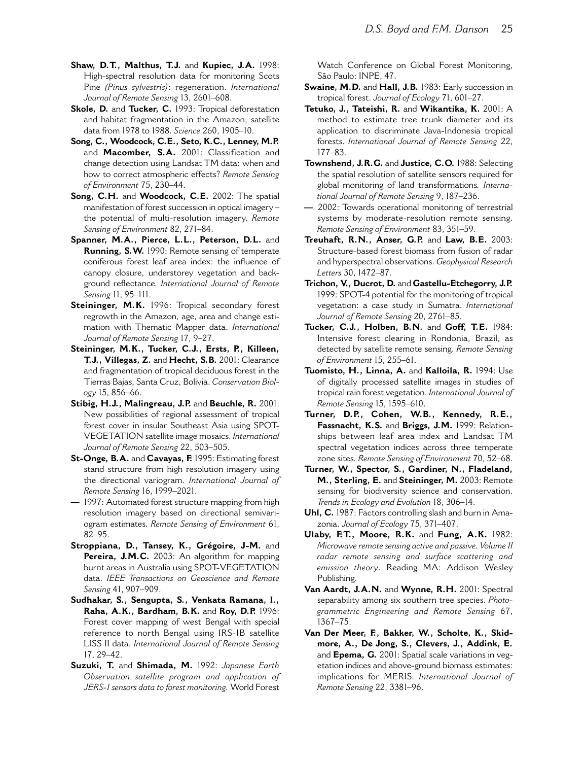**Shaw, D.T.**, **Malthus, T.J.** and **Kupiec, J.A.** 1998: High-spectral resolution data for monitoring Scots Pine *(Pinus sylvestris)*: regeneration. *International Journal of Remote Sensing* 13, 2601–608.

**Skole, D.** and **Tucker, C.** 1993: Tropical deforestation and habitat fragmentation in the Amazon, satellite data from 1978 to 1988. *Science* 260, 1905–10.

**Song, C.**, **Woodcock, C.E.**, **Seto, K.C.**, **Lenney, M.P.** and **Macomber, S.A.** 2001: Classification and change detection using Landsat TM data: when and how to correct atmospheric effects? *Remote Sensing of Environment* 75, 230–44.

**Song, C.H.** and **Woodcock, C.E.** 2002: The spatial manifestation of forest succession in optical imagery – the potential of multi-resolution imagery. *Remote Sensing of Environment* 82, 271–84.

**Spanner, M.A.**, **Pierce, L.L.**, **Peterson, D.L.** and **Running, S.W.** 1990: Remote sensing of temperate coniferous forest leaf area index: the influence of canopy closure, understorey vegetation and background reflectance. *International Journal of Remote Sensing* 11, 95–111.

**Steininger, M.K.** 1996: Tropical secondary forest regrowth in the Amazon, age, area and change estimation with Thematic Mapper data. *International Journal of Remote Sensing* 17, 9–27.

**Steininger, M.K.**, **Tucker, C.J.**, **Ersts, P.**, **Killeen, T.J.**, **Villegas, Z.** and **Hecht, S.B.** 2001: Clearance and fragmentation of tropical deciduous forest in the Tierras Bajas, Santa Cruz, Bolivia. *Conservation Biology* 15, 856–66.

**Stibig, H.J.**, **Malingreau, J.P.** and **Beuchle, R.** 2001: New possibilities of regional assessment of tropical forest cover in insular Southeast Asia using SPOT-VEGETATION satellite image mosaics. *International Journal of Remote Sensing* 22, 503–505.

**St-Onge, B.A.** and **Cavayas, F.** 1995: Estimating forest stand structure from high resolution imagery using the directional variogram. *International Journal of Remote Sensing* 16, 1999–2021.

— 1997: Automated forest structure mapping from high resolution imagery based on directional semivariogram estimates. *Remote Sensing of Environment* 61, 82–95.

**Stroppiana, D.**, **Tansey, K.**, **Grégoire, J-M.** and **Pereira, J.M.C.** 2003: An algorithm for mapping burnt areas in Australia using SPOT-VEGETATION data. *IEEE Transactions on Geoscience and Remote Sensing* 41, 907–909.

**Sudhakar, S.**, **Sengupta, S.**, **Venkata Ramana, I.**, **Raha, A.K.**, **Bardham, B.K.** and **Roy, D.P.** 1996: Forest cover mapping of west Bengal with special reference to north Bengal using IRS-1B satellite LISS II data. *International Journal of Remote Sensing* 17, 29–42.

**Suzuki, T.** and **Shimada, M.** 1992: *Japanese Earth Observation satellite program and application of JERS-1 sensors data to forest monitoring.* World Forest Watch Conference on Global Forest Monitoring, São Paulo: INPE, 47.

**Swaine, M.D.** and **Hall, J.B.** 1983: Early succession in tropical forest. *Journal of Ecology* 71, 601–27.

**Tetuko, J.**, **Tateishi, R.** and **Wikantika, K.** 2001: A method to estimate tree trunk diameter and its application to discriminate Java-Indonesia tropical forests. *International Journal of Remote Sensing* 22, 177–83.

**Townshend, J.R.G.** and **Justice, C.O.** 1988: Selecting the spatial resolution of satellite sensors required for global monitoring of land transformations. *International Journal of Remote Sensing* 9, 187–236.

— 2002: Towards operational monitoring of terrestrial systems by moderate-resolution remote sensing. *Remote Sensing of Environment* 83, 351–59.

**Treuhaft, R.N.**, **Anser, G.P.** and **Law, B.E.** 2003: Structure-based forest biomass from fusion of radar and hyperspectral observations. *Geophysical Research Letters* 30, 1472–87.

**Trichon, V.**, **Ducrot, D.** and **Gastellu-Etchegorry, J.P.** 1999: SPOT-4 potential for the monitoring of tropical vegetation: a case study in Sumatra. *International Journal of Remote Sensing* 20, 2761–85.

**Tucker, C.J.**, **Holben, B.N.** and **Goff, T.E.** 1984: Intensive forest clearing in Rondonia, Brazil, as detected by satellite remote sensing. *Remote Sensing of Environment* 15, 255–61.

**Tuomisto, H.**, **Linna, A.** and **Kalloila, R.** 1994: Use of digitally processed satellite images in studies of tropical rain forest vegetation. *International Journal of Remote Sensing* 15, 1595–610.

**Turner, D.P.**, **Cohen, W.B.**, **Kennedy, R.E.**, **Fassnacht, K.S.** and **Briggs, J.M.** 1999: Relationships between leaf area index and Landsat TM spectral vegetation indices across three temperate zone sites. *Remote Sensing of Environment* 70, 52–68.

**Turner, W.**, **Spector, S.**, **Gardiner, N.**, **Fladeland, M.**, **Sterling, E.** and **Steininger, M.** 2003: Remote sensing for biodiversity science and conservation. *Trends in Ecology and Evolution* 18, 306–14.

**Uhl, C.** 1987: Factors controlling slash and burn in Amazonia. *Journal of Ecology* 75, 371–407.

**Ulaby, F.T.**, **Moore, R.K.** and **Fung, A.K.** 1982: *Microwave remote sensing active and passive. Volume II radar remote sensing and surface scattering and emission theory*. Reading MA: Addison Wesley Publishing.

**Van Aardt, J.A.N.** and **Wynne, R.H.** 2001: Spectral separability among six southern tree species. *Photogrammetric Engineering and Remote Sensing* 67, 1367–75.

**Van Der Meer, F.**, **Bakker, W.**, **Scholte, K.**, **Skidmore, A.**, **De Jong, S.**, **Clevers, J.**, **Addink, E.** and **Epema, G.** 2001: Spatial scale variations in vegetation indices and above-ground biomass estimates: implications for MERIS. *International Journal of Remote Sensing* 22, 3381–96.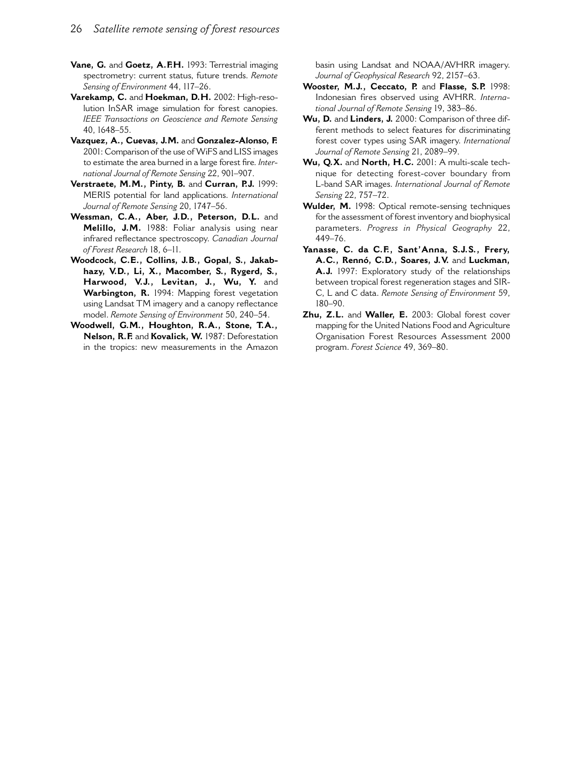**Vane, G.** and **Goetz, A.F.H.** 1993: Terrestrial imaging spectrometry: current status, future trends. *Remote Sensing of Environment* 44, 117–26.

**Varekamp, C.** and **Hoekman, D.H.** 2002: High-resolution InSAR image simulation for forest canopies. *IEEE Transactions on Geoscience and Remote Sensing* 40, 1648–55.

**Vazquez, A., Cuevas, J.M.** and **Gonzalez-Alonso, F.** 2001: Comparison of the use of WiFS and LISS images to estimate the area burned in a large forest fire. *International Journal of Remote Sensing* 22, 901–907.

**Verstraete, M.M., Pinty, B.** and **Curran, P.J.** 1999: MERIS potential for land applications. *International Journal of Remote Sensing* 20, 1747–56.

**Wessman, C.A., Aber, J.D., Peterson, D.L.** and **Melillo, J.M.** 1988: Foliar analysis using near infrared reflectance spectroscopy. *Canadian Journal of Forest Research* 18, 6–11.

**Woodcock, C.E., Collins, J.B., Gopal, S., Jakabhazy, V.D., Li, X., Macomber, S., Rygerd, S., Harwood, V.J., Levitan, J., Wu, Y.** and **Warbington, R.** 1994: Mapping forest vegetation using Landsat TM imagery and a canopy reflectance model. *Remote Sensing of Environment* 50, 240–54.

**Woodwell, G.M., Houghton, R.A., Stone, T.A., Nelson, R.F.** and **Kovalick, W.** 1987: Deforestation in the tropics: new measurements in the Amazon basin using Landsat and NOAA/AVHRR imagery. *Journal of Geophysical Research* 92, 2157–63.

**Wooster, M.J., Ceccato, P.** and **Flasse, S.P.** 1998: Indonesian fires observed using AVHRR. *International Journal of Remote Sensing* 19, 383–86.

**Wu, D.** and **Linders, J.** 2000: Comparison of three different methods to select features for discriminating forest cover types using SAR imagery. *International Journal of Remote Sensing* 21, 2089–99.

**Wu, Q.X.** and **North, H.C.** 2001: A multi-scale technique for detecting forest-cover boundary from L-band SAR images. *International Journal of Remote Sensing* 22, 757–72.

**Wulder, M.** 1998: Optical remote-sensing techniques for the assessment of forest inventory and biophysical parameters. *Progress in Physical Geography* 22, 449–76.

**Yanasse, C. da C.F., Sant'Anna, S.J.S., Frery, A.C., Rennó, C.D., Soares, J.V.** and **Luckman, A.J.** 1997: Exploratory study of the relationships between tropical forest regeneration stages and SIR-C, L and C data. *Remote Sensing of Environment* 59, 180–90.

**Zhu, Z.L.** and **Waller, E.** 2003: Global forest cover mapping for the United Nations Food and Agriculture Organisation Forest Resources Assessment 2000 program. *Forest Science* 49, 369–80.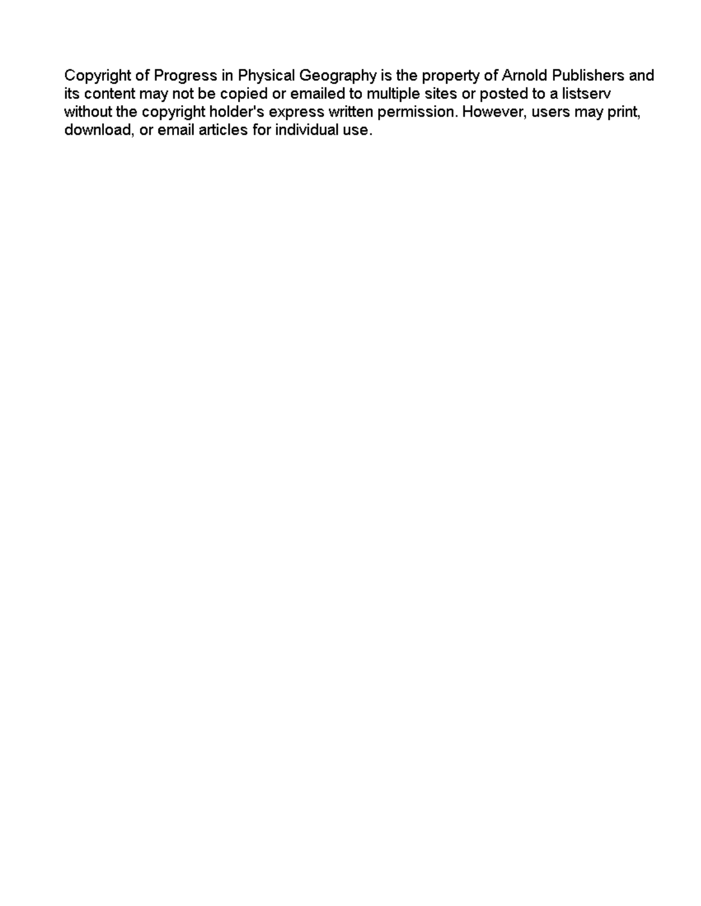Copyright of Progress in Physical Geography is the property of Arnold Publishers and its content may not be copied or emailed to multiple sites or posted to a listserv without the copyright holder's express written permission. However, users may print, download, or email articles for individual use.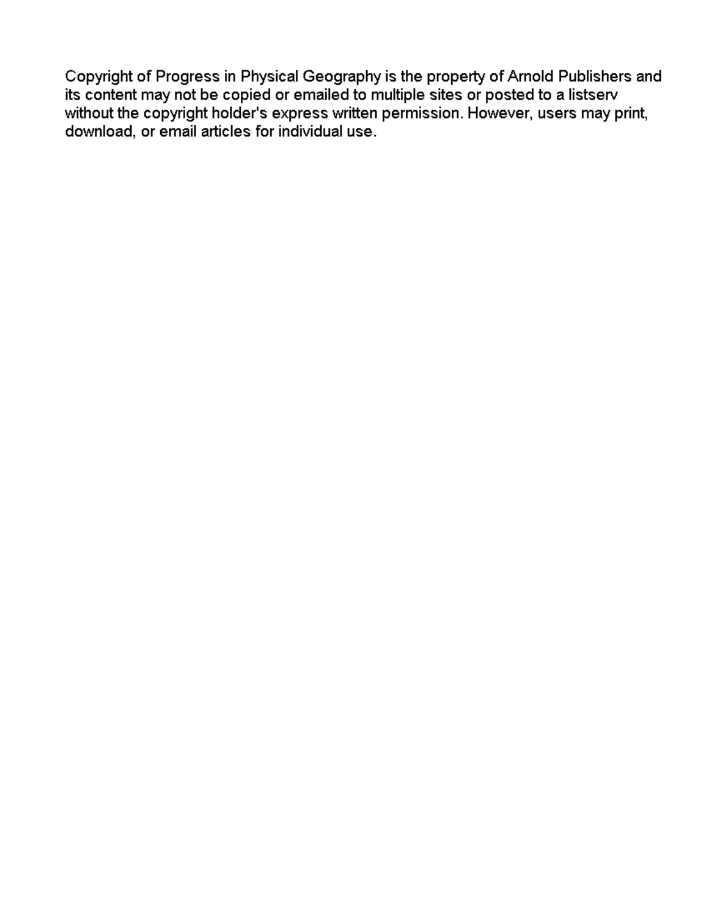Copyright of Progress in Physical Geography is the property of Arnold Publishers and its content may not be copied or emailed to multiple sites or posted to a listserv without the copyright holder's express written permission. However, users may print, download, or email articles for individual use.